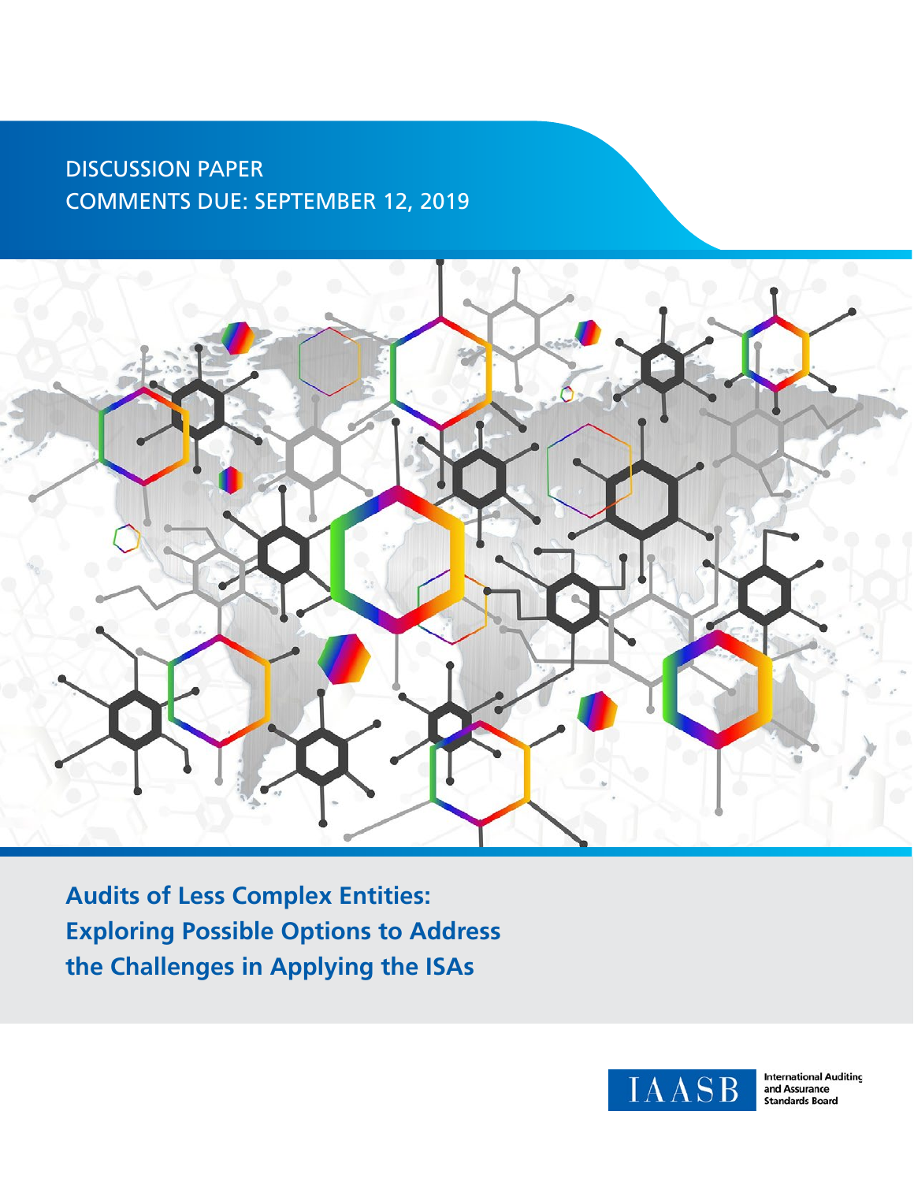DISCUSSION PAPER
COMMENTS DUE: SEPTEMBER 12, 2019

# Audits of Less Complex Entities: Exploring Possible Options to Address the Challenges in Applying the ISAs

IAASB International Auditing and Assurance Standards Board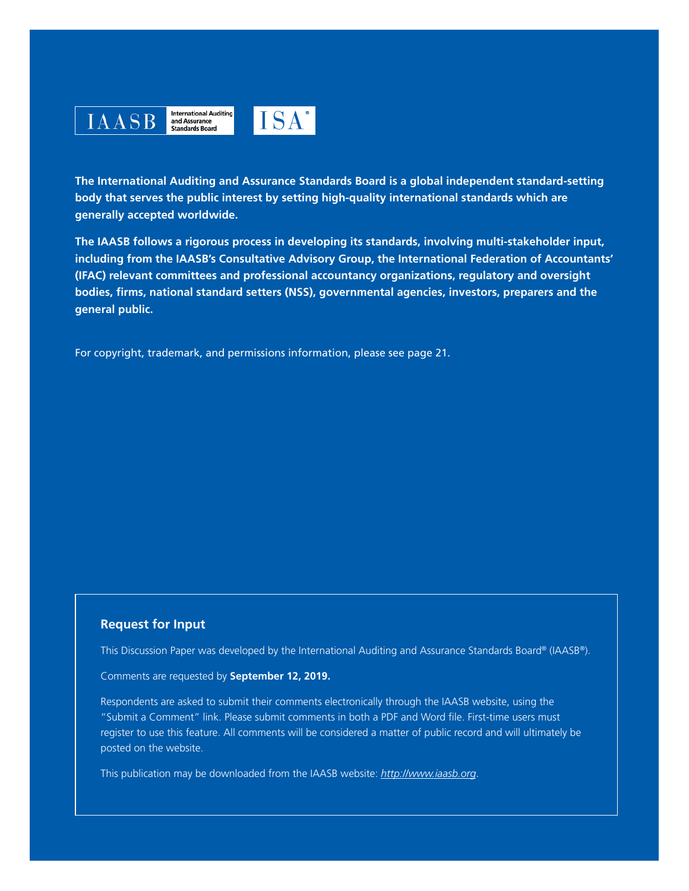IAASB International Auditing and Assurance Standards Board ISA®

**The International Auditing and Assurance Standards Board is a global independent standard-setting body that serves the public interest by setting high-quality international standards which are generally accepted worldwide.**

**The IAASB follows a rigorous process in developing its standards, involving multi-stakeholder input, including from the IAASB's Consultative Advisory Group, the International Federation of Accountants' (IFAC) relevant committees and professional accountancy organizations, regulatory and oversight bodies, firms, national standard setters (NSS), governmental agencies, investors, preparers and the general public.**

For copyright, trademark, and permissions information, please see page 21.

## Request for Input

This Discussion Paper was developed by the International Auditing and Assurance Standards Board® (IAASB®).

Comments are requested by **September 12, 2019.**

Respondents are asked to submit their comments electronically through the IAASB website, using the "Submit a Comment" link. Please submit comments in both a PDF and Word file. First-time users must register to use this feature. All comments will be considered a matter of public record and will ultimately be posted on the website.

This publication may be downloaded from the IAASB website: *http://www.iaasb.org*.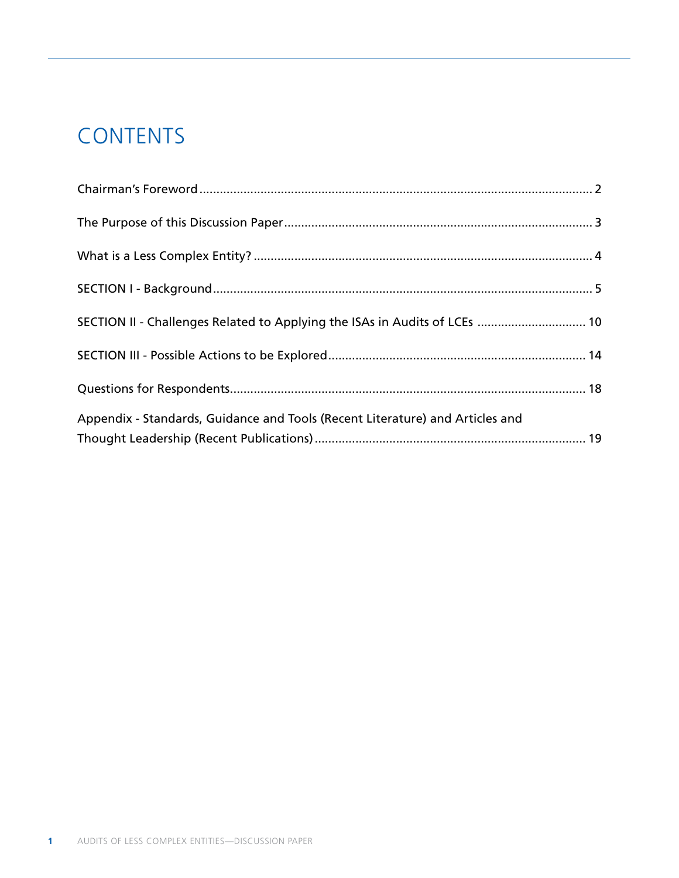# CONTENTS

Chairman's Foreword .................................................................................................................. 2

The Purpose of this Discussion Paper ......................................................................................... 3

What is a Less Complex Entity? .................................................................................................. 4

SECTION I - Background .............................................................................................................. 5

SECTION II - Challenges Related to Applying the ISAs in Audits of LCEs ................................ 10

SECTION III - Possible Actions to be Explored .......................................................................... 14

Questions for Respondents ........................................................................................................ 18

Appendix - Standards, Guidance and Tools (Recent Literature) and Articles and Thought Leadership (Recent Publications) ............................................................................... 19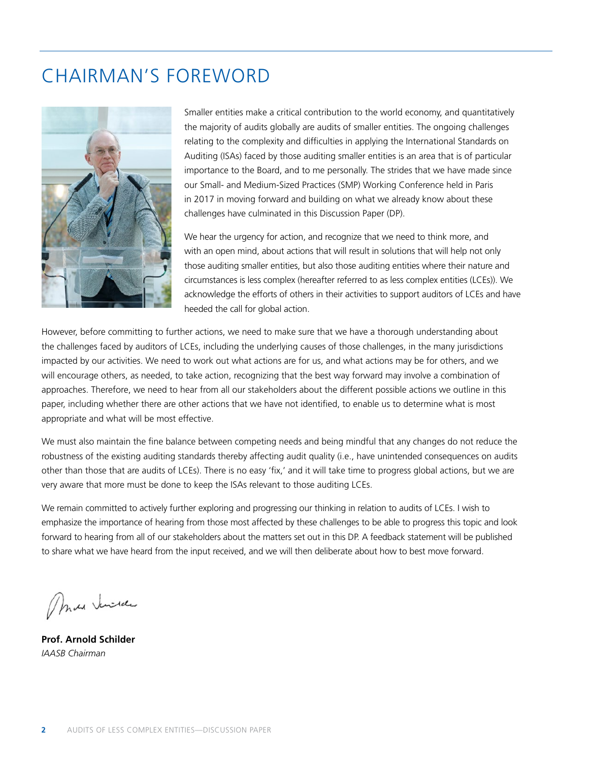# CHAIRMAN'S FOREWORD

Smaller entities make a critical contribution to the world economy, and quantitatively the majority of audits globally are audits of smaller entities. The ongoing challenges relating to the complexity and difficulties in applying the International Standards on Auditing (ISAs) faced by those auditing smaller entities is an area that is of particular importance to the Board, and to me personally. The strides that we have made since our Small- and Medium-Sized Practices (SMP) Working Conference held in Paris in 2017 in moving forward and building on what we already know about these challenges have culminated in this Discussion Paper (DP).

We hear the urgency for action, and recognize that we need to think more, and with an open mind, about actions that will result in solutions that will help not only those auditing smaller entities, but also those auditing entities where their nature and circumstances is less complex (hereafter referred to as less complex entities (LCEs)). We acknowledge the efforts of others in their activities to support auditors of LCEs and have heeded the call for global action.

However, before committing to further actions, we need to make sure that we have a thorough understanding about the challenges faced by auditors of LCEs, including the underlying causes of those challenges, in the many jurisdictions impacted by our activities. We need to work out what actions are for us, and what actions may be for others, and we will encourage others, as needed, to take action, recognizing that the best way forward may involve a combination of approaches. Therefore, we need to hear from all our stakeholders about the different possible actions we outline in this paper, including whether there are other actions that we have not identified, to enable us to determine what is most appropriate and what will be most effective.

We must also maintain the fine balance between competing needs and being mindful that any changes do not reduce the robustness of the existing auditing standards thereby affecting audit quality (i.e., have unintended consequences on audits other than those that are audits of LCEs). There is no easy 'fix,' and it will take time to progress global actions, but we are very aware that more must be done to keep the ISAs relevant to those auditing LCEs.

We remain committed to actively further exploring and progressing our thinking in relation to audits of LCEs. I wish to emphasize the importance of hearing from those most affected by these challenges to be able to progress this topic and look forward to hearing from all of our stakeholders about the matters set out in this DP. A feedback statement will be published to share what we have heard from the input received, and we will then deliberate about how to best move forward.

**Prof. Arnold Schilder**
*IAASB Chairman*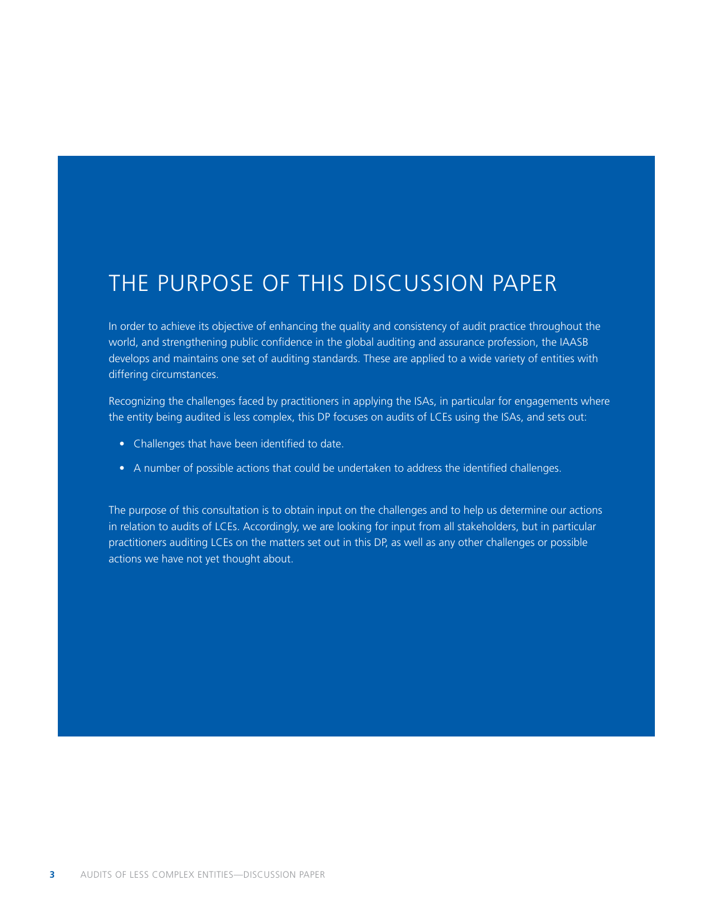# THE PURPOSE OF THIS DISCUSSION PAPER

In order to achieve its objective of enhancing the quality and consistency of audit practice throughout the world, and strengthening public confidence in the global auditing and assurance profession, the IAASB develops and maintains one set of auditing standards. These are applied to a wide variety of entities with differing circumstances.

Recognizing the challenges faced by practitioners in applying the ISAs, in particular for engagements where the entity being audited is less complex, this DP focuses on audits of LCEs using the ISAs, and sets out:

- Challenges that have been identified to date.
- A number of possible actions that could be undertaken to address the identified challenges.

The purpose of this consultation is to obtain input on the challenges and to help us determine our actions in relation to audits of LCEs. Accordingly, we are looking for input from all stakeholders, but in particular practitioners auditing LCEs on the matters set out in this DP, as well as any other challenges or possible actions we have not yet thought about.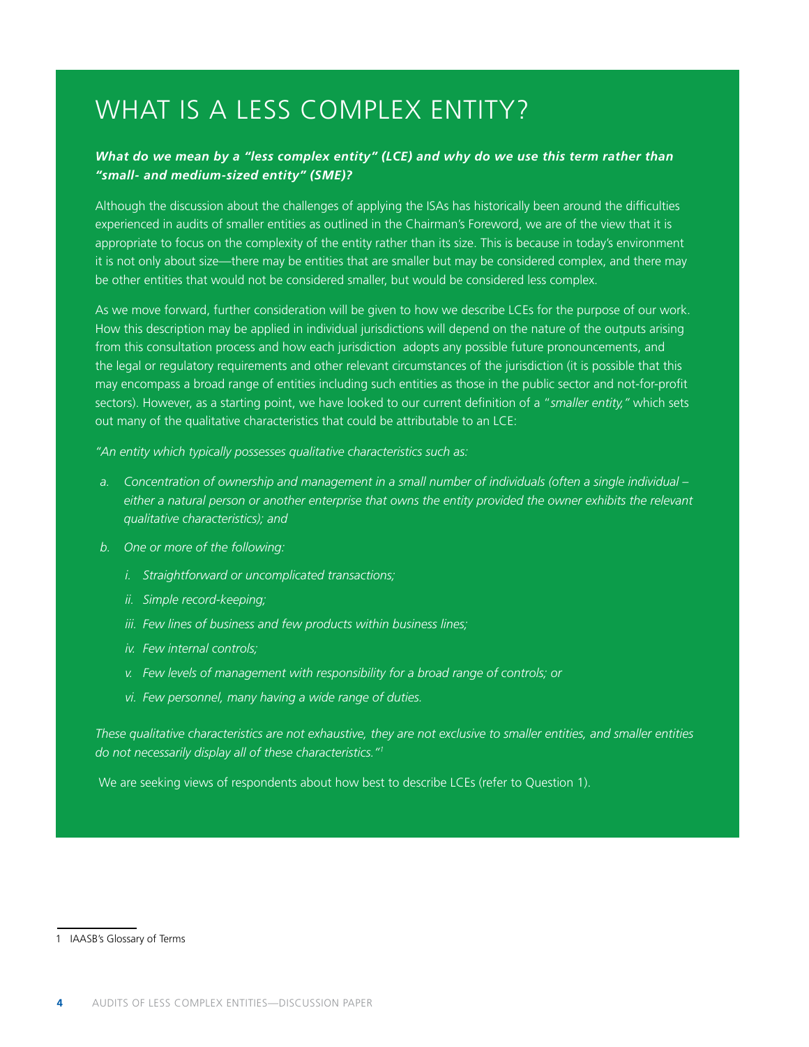# WHAT IS A LESS COMPLEX ENTITY?

***What do we mean by a "less complex entity" (LCE) and why do we use this term rather than "small- and medium-sized entity" (SME)?***

Although the discussion about the challenges of applying the ISAs has historically been around the difficulties experienced in audits of smaller entities as outlined in the Chairman's Foreword, we are of the view that it is appropriate to focus on the complexity of the entity rather than its size. This is because in today's environment it is not only about size—there may be entities that are smaller but may be considered complex, and there may be other entities that would not be considered smaller, but would be considered less complex.

As we move forward, further consideration will be given to how we describe LCEs for the purpose of our work. How this description may be applied in individual jurisdictions will depend on the nature of the outputs arising from this consultation process and how each jurisdiction adopts any possible future pronouncements, and the legal or regulatory requirements and other relevant circumstances of the jurisdiction (it is possible that this may encompass a broad range of entities including such entities as those in the public sector and not-for-profit sectors). However, as a starting point, we have looked to our current definition of a "*smaller entity,*" which sets out many of the qualitative characteristics that could be attributable to an LCE:

*"An entity which typically possesses qualitative characteristics such as:*

*a. Concentration of ownership and management in a small number of individuals (often a single individual – either a natural person or another enterprise that owns the entity provided the owner exhibits the relevant qualitative characteristics); and*

*b. One or more of the following:*

*i. Straightforward or uncomplicated transactions;*

*ii. Simple record-keeping;*

*iii. Few lines of business and few products within business lines;*

*iv. Few internal controls;*

*v. Few levels of management with responsibility for a broad range of controls; or*

*vi. Few personnel, many having a wide range of duties.*

*These qualitative characteristics are not exhaustive, they are not exclusive to smaller entities, and smaller entities do not necessarily display all of these characteristics."*[1]

We are seeking views of respondents about how best to describe LCEs (refer to Question 1).

1 IAASB's Glossary of Terms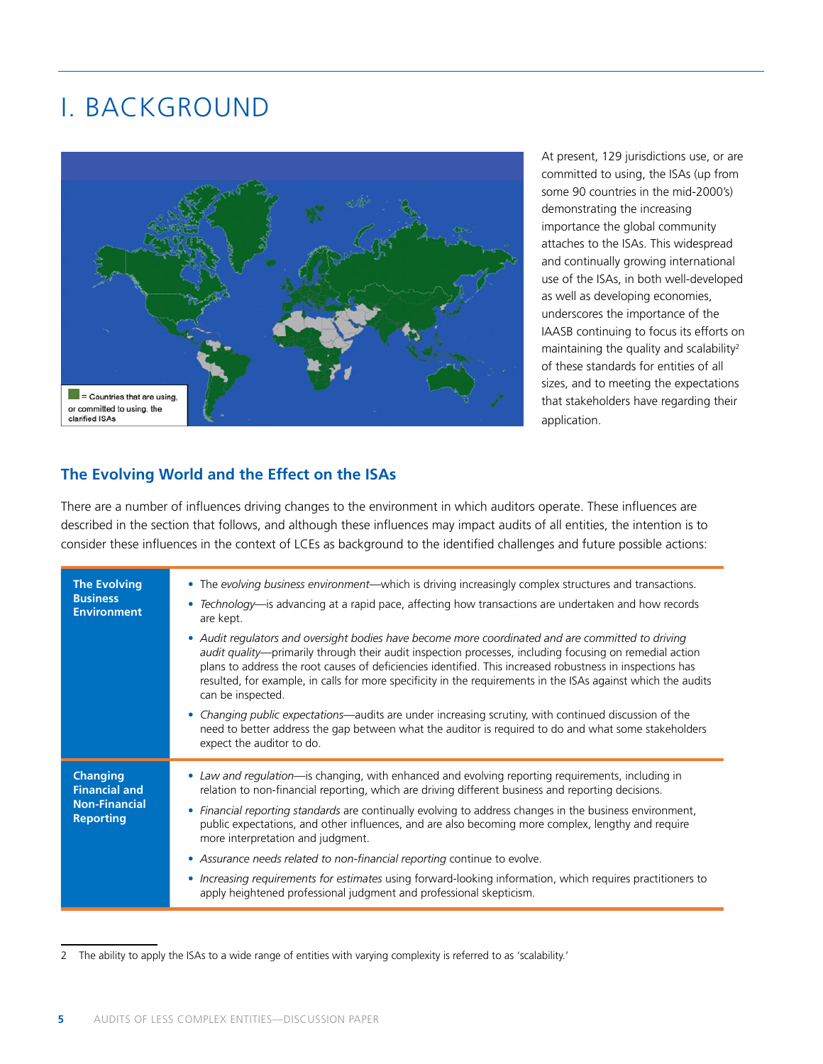# I. BACKGROUND

= Countries that are using, or committed to using, the clarified ISAs

At present, 129 jurisdictions use, or are committed to using, the ISAs (up from some 90 countries in the mid-2000's) demonstrating the increasing importance the global community attaches to the ISAs. This widespread and continually growing international use of the ISAs, in both well-developed as well as developing economies, underscores the importance of the IAASB continuing to focus its efforts on maintaining the quality and scalability[2] of these standards for entities of all sizes, and to meeting the expectations that stakeholders have regarding their application.

## The Evolving World and the Effect on the ISAs

There are a number of influences driving changes to the environment in which auditors operate. These influences are described in the section that follows, and although these influences may impact audits of all entities, the intention is to consider these influences in the context of LCEs as background to the identified challenges and future possible actions:

| | |
|---|---|
| **The Evolving Business Environment** | • The *evolving business environment*—which is driving increasingly complex structures and transactions.<br>• *Technology*—is advancing at a rapid pace, affecting how transactions are undertaken and how records are kept.<br>• *Audit regulators and oversight bodies have become more coordinated and are committed to driving audit quality*—primarily through their audit inspection processes, including focusing on remedial action plans to address the root causes of deficiencies identified. This increased robustness in inspections has resulted, for example, in calls for more specificity in the requirements in the ISAs against which the audits can be inspected.<br>• *Changing public expectations*—audits are under increasing scrutiny, with continued discussion of the need to better address the gap between what the auditor is required to do and what some stakeholders expect the auditor to do. |
| **Changing Financial and Non-Financial Reporting** | • *Law and regulation*—is changing, with enhanced and evolving reporting requirements, including in relation to non-financial reporting, which are driving different business and reporting decisions.<br>• *Financial reporting standards* are continually evolving to address changes in the business environment, public expectations, and other influences, and are also becoming more complex, lengthy and require more interpretation and judgment.<br>• *Assurance needs related to non-financial reporting* continue to evolve.<br>• *Increasing requirements for estimates* using forward-looking information, which requires practitioners to apply heightened professional judgment and professional skepticism. |

2 The ability to apply the ISAs to a wide range of entities with varying complexity is referred to as 'scalability.'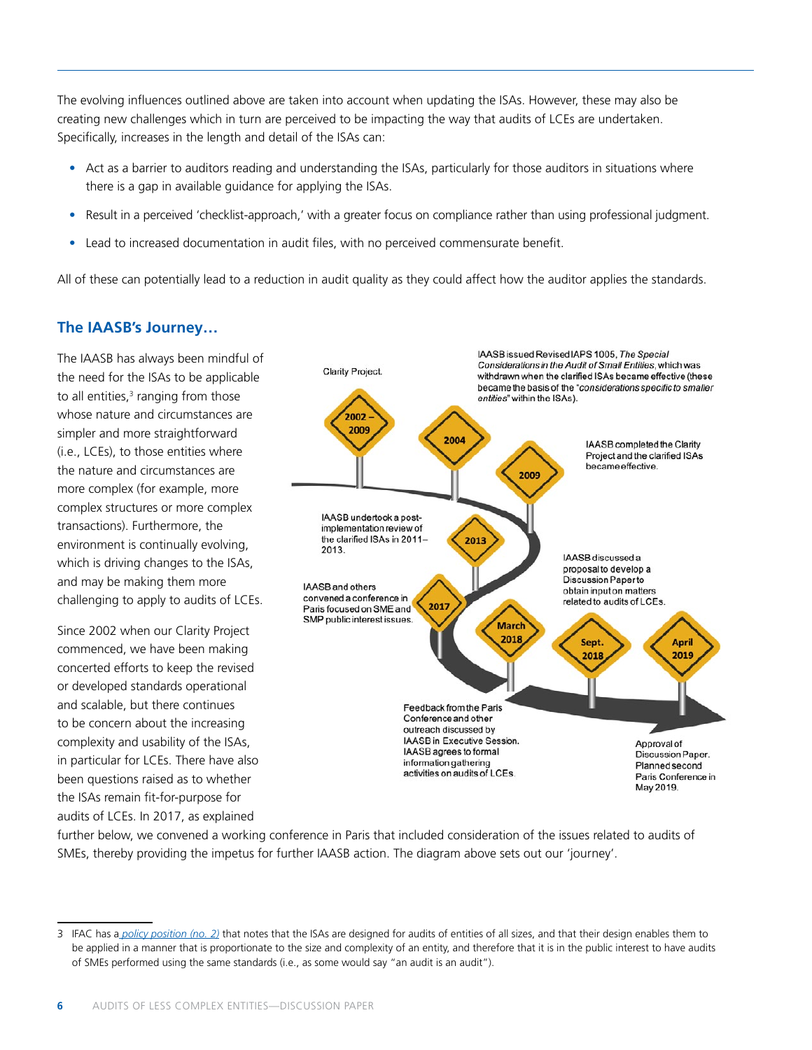The evolving influences outlined above are taken into account when updating the ISAs. However, these may also be creating new challenges which in turn are perceived to be impacting the way that audits of LCEs are undertaken. Specifically, increases in the length and detail of the ISAs can:

- Act as a barrier to auditors reading and understanding the ISAs, particularly for those auditors in situations where there is a gap in available guidance for applying the ISAs.
- Result in a perceived 'checklist-approach,' with a greater focus on compliance rather than using professional judgment.
- Lead to increased documentation in audit files, with no perceived commensurate benefit.

All of these can potentially lead to a reduction in audit quality as they could affect how the auditor applies the standards.

## The IAASB's Journey…

The IAASB has always been mindful of the need for the ISAs to be applicable to all entities,[3] ranging from those whose nature and circumstances are simpler and more straightforward (i.e., LCEs), to those entities where the nature and circumstances are more complex (for example, more complex structures or more complex transactions). Furthermore, the environment is continually evolving, which is driving changes to the ISAs, and may be making them more challenging to apply to audits of LCEs.

Since 2002 when our Clarity Project commenced, we have been making concerted efforts to keep the revised or developed standards operational and scalable, but there continues to be concern about the increasing complexity and usability of the ISAs, in particular for LCEs. There have also been questions raised as to whether the ISAs remain fit-for-purpose for audits of LCEs. In 2017, as explained further below, we convened a working conference in Paris that included consideration of the issues related to audits of SMEs, thereby providing the impetus for further IAASB action. The diagram above sets out our 'journey'.

- **2002 – 2009**: Clarity Project.
- **2004**: IAASB issued Revised IAPS 1005, *The Special Considerations in the Audit of Small Entities*, which was withdrawn when the clarified ISAs became effective (these became the basis of the "*considerations specific to smaller entities*" within the ISAs).
- **2009**: IAASB completed the Clarity Project and the clarified ISAs became effective.
- **2013**: IAASB undertook a post-implementation review of the clarified ISAs in 2011–2013.
- **2017**: IAASB and others convened a conference in Paris focused on SME and SMP public interest issues.
- **March 2018**: Feedback from the Paris Conference and other outreach discussed by IAASB in Executive Session. IAASB agrees to formal information gathering activities on audits of LCEs.
- **Sept. 2018**: IAASB discussed a proposal to develop a Discussion Paper to obtain input on matters related to audits of LCEs.
- **April 2019**: Approval of Discussion Paper. Planned second Paris Conference in May 2019.

---

3 IFAC has a policy position (no. 2) that notes that the ISAs are designed for audits of entities of all sizes, and that their design enables them to be applied in a manner that is proportionate to the size and complexity of an entity, and therefore that it is in the public interest to have audits of SMEs performed using the same standards (i.e., as some would say "an audit is an audit").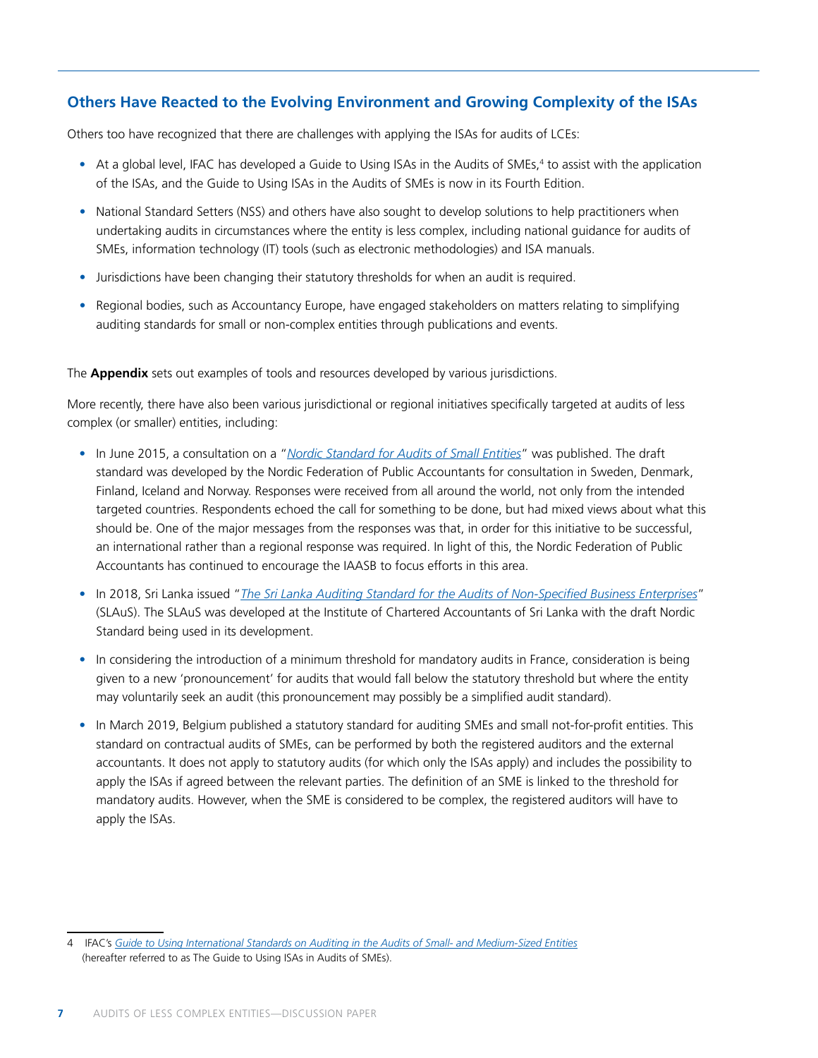## Others Have Reacted to the Evolving Environment and Growing Complexity of the ISAs

Others too have recognized that there are challenges with applying the ISAs for audits of LCEs:

- At a global level, IFAC has developed a Guide to Using ISAs in the Audits of SMEs,[4] to assist with the application of the ISAs, and the Guide to Using ISAs in the Audits of SMEs is now in its Fourth Edition.
- National Standard Setters (NSS) and others have also sought to develop solutions to help practitioners when undertaking audits in circumstances where the entity is less complex, including national guidance for audits of SMEs, information technology (IT) tools (such as electronic methodologies) and ISA manuals.
- Jurisdictions have been changing their statutory thresholds for when an audit is required.
- Regional bodies, such as Accountancy Europe, have engaged stakeholders on matters relating to simplifying auditing standards for small or non-complex entities through publications and events.

The **Appendix** sets out examples of tools and resources developed by various jurisdictions.

More recently, there have also been various jurisdictional or regional initiatives specifically targeted at audits of less complex (or smaller) entities, including:

- In June 2015, a consultation on a "*Nordic Standard for Audits of Small Entities*" was published. The draft standard was developed by the Nordic Federation of Public Accountants for consultation in Sweden, Denmark, Finland, Iceland and Norway. Responses were received from all around the world, not only from the intended targeted countries. Respondents echoed the call for something to be done, but had mixed views about what this should be. One of the major messages from the responses was that, in order for this initiative to be successful, an international rather than a regional response was required. In light of this, the Nordic Federation of Public Accountants has continued to encourage the IAASB to focus efforts in this area.
- In 2018, Sri Lanka issued "*The Sri Lanka Auditing Standard for the Audits of Non-Specified Business Enterprises*" (SLAuS). The SLAuS was developed at the Institute of Chartered Accountants of Sri Lanka with the draft Nordic Standard being used in its development.
- In considering the introduction of a minimum threshold for mandatory audits in France, consideration is being given to a new 'pronouncement' for audits that would fall below the statutory threshold but where the entity may voluntarily seek an audit (this pronouncement may possibly be a simplified audit standard).
- In March 2019, Belgium published a statutory standard for auditing SMEs and small not-for-profit entities. This standard on contractual audits of SMEs, can be performed by both the registered auditors and the external accountants. It does not apply to statutory audits (for which only the ISAs apply) and includes the possibility to apply the ISAs if agreed between the relevant parties. The definition of an SME is linked to the threshold for mandatory audits. However, when the SME is considered to be complex, the registered auditors will have to apply the ISAs.

---

4 IFAC's *Guide to Using International Standards on Auditing in the Audits of Small- and Medium-Sized Entities* (hereafter referred to as The Guide to Using ISAs in Audits of SMEs).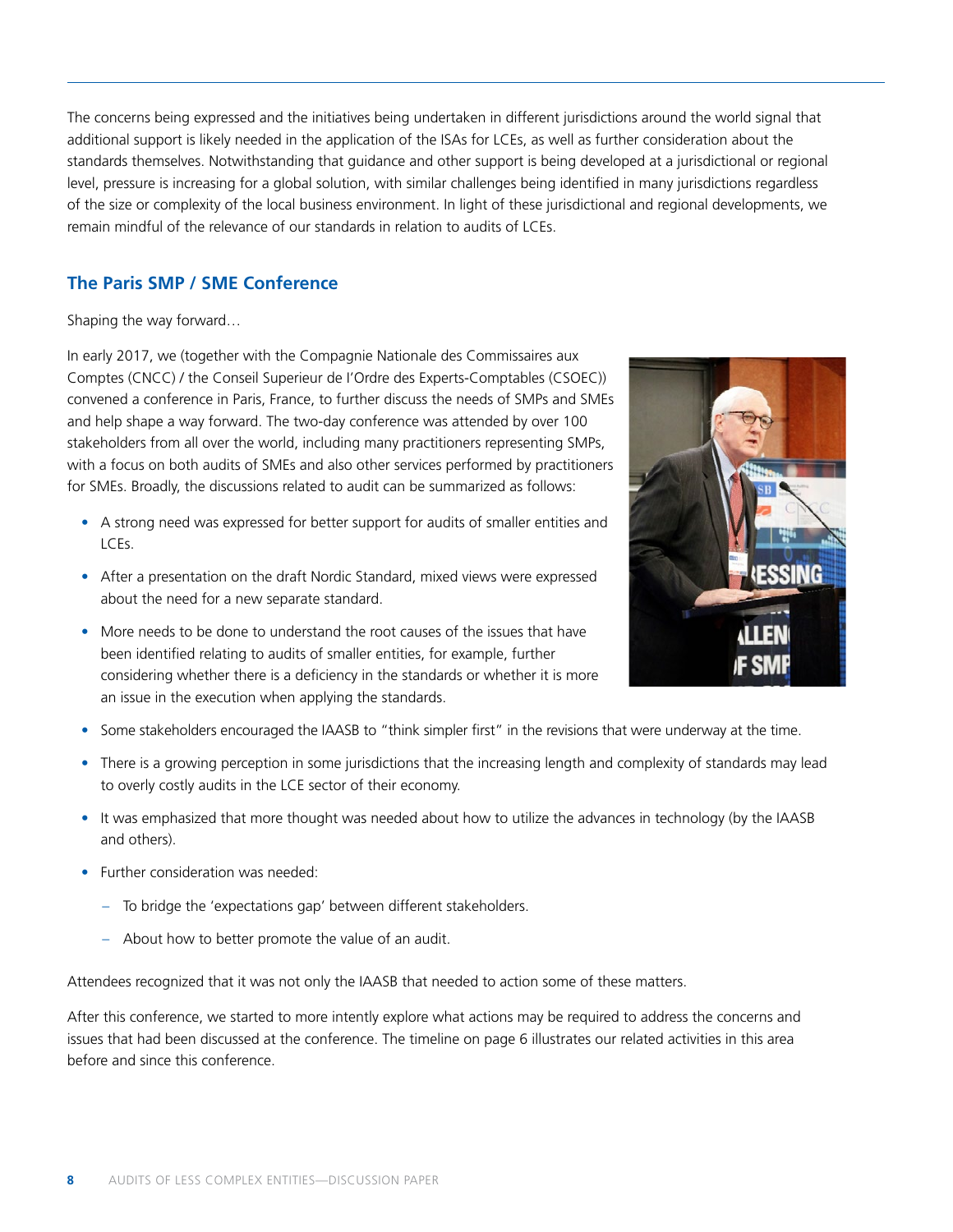The concerns being expressed and the initiatives being undertaken in different jurisdictions around the world signal that additional support is likely needed in the application of the ISAs for LCEs, as well as further consideration about the standards themselves. Notwithstanding that guidance and other support is being developed at a jurisdictional or regional level, pressure is increasing for a global solution, with similar challenges being identified in many jurisdictions regardless of the size or complexity of the local business environment. In light of these jurisdictional and regional developments, we remain mindful of the relevance of our standards in relation to audits of LCEs.

## The Paris SMP / SME Conference

Shaping the way forward…

In early 2017, we (together with the Compagnie Nationale des Commissaires aux Comptes (CNCC) / the Conseil Superieur de l'Ordre des Experts-Comptables (CSOEC)) convened a conference in Paris, France, to further discuss the needs of SMPs and SMEs and help shape a way forward. The two-day conference was attended by over 100 stakeholders from all over the world, including many practitioners representing SMPs, with a focus on both audits of SMEs and also other services performed by practitioners for SMEs. Broadly, the discussions related to audit can be summarized as follows:

- A strong need was expressed for better support for audits of smaller entities and LCEs.
- After a presentation on the draft Nordic Standard, mixed views were expressed about the need for a new separate standard.
- More needs to be done to understand the root causes of the issues that have been identified relating to audits of smaller entities, for example, further considering whether there is a deficiency in the standards or whether it is more an issue in the execution when applying the standards.
- Some stakeholders encouraged the IAASB to "think simpler first" in the revisions that were underway at the time.
- There is a growing perception in some jurisdictions that the increasing length and complexity of standards may lead to overly costly audits in the LCE sector of their economy.
- It was emphasized that more thought was needed about how to utilize the advances in technology (by the IAASB and others).
- Further consideration was needed:
  - To bridge the 'expectations gap' between different stakeholders.
  - About how to better promote the value of an audit.

Attendees recognized that it was not only the IAASB that needed to action some of these matters.

After this conference, we started to more intently explore what actions may be required to address the concerns and issues that had been discussed at the conference. The timeline on page 6 illustrates our related activities in this area before and since this conference.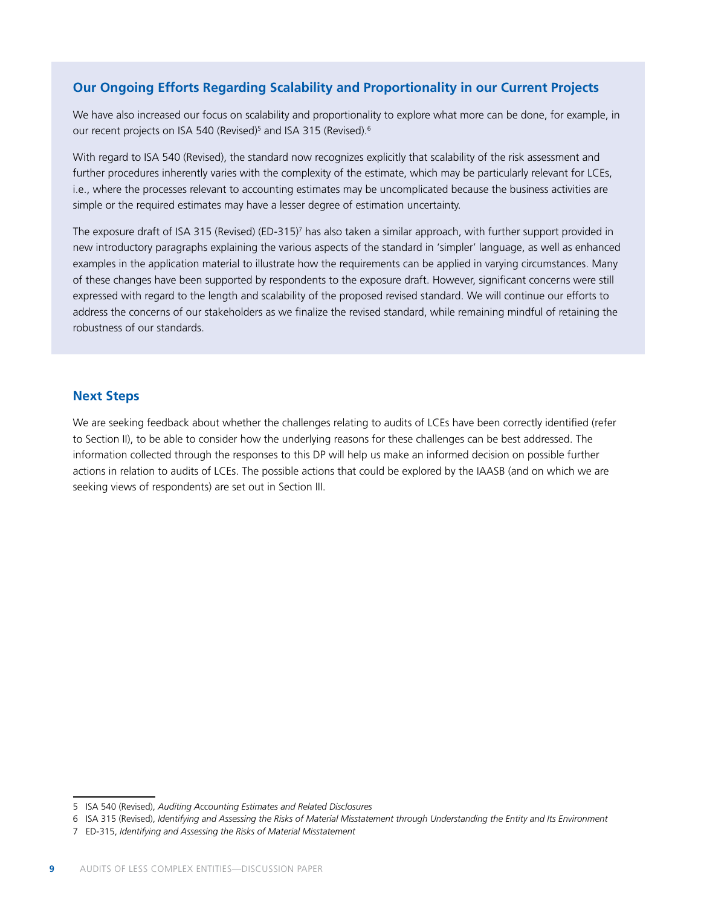## Our Ongoing Efforts Regarding Scalability and Proportionality in our Current Projects

We have also increased our focus on scalability and proportionality to explore what more can be done, for example, in our recent projects on ISA 540 (Revised)[5] and ISA 315 (Revised).[6]

With regard to ISA 540 (Revised), the standard now recognizes explicitly that scalability of the risk assessment and further procedures inherently varies with the complexity of the estimate, which may be particularly relevant for LCEs, i.e., where the processes relevant to accounting estimates may be uncomplicated because the business activities are simple or the required estimates may have a lesser degree of estimation uncertainty.

The exposure draft of ISA 315 (Revised) (ED-315)[7] has also taken a similar approach, with further support provided in new introductory paragraphs explaining the various aspects of the standard in 'simpler' language, as well as enhanced examples in the application material to illustrate how the requirements can be applied in varying circumstances. Many of these changes have been supported by respondents to the exposure draft. However, significant concerns were still expressed with regard to the length and scalability of the proposed revised standard. We will continue our efforts to address the concerns of our stakeholders as we finalize the revised standard, while remaining mindful of retaining the robustness of our standards.

## Next Steps

We are seeking feedback about whether the challenges relating to audits of LCEs have been correctly identified (refer to Section II), to be able to consider how the underlying reasons for these challenges can be best addressed. The information collected through the responses to this DP will help us make an informed decision on possible further actions in relation to audits of LCEs. The possible actions that could be explored by the IAASB (and on which we are seeking views of respondents) are set out in Section III.

---

5 ISA 540 (Revised), *Auditing Accounting Estimates and Related Disclosures*

6 ISA 315 (Revised), *Identifying and Assessing the Risks of Material Misstatement through Understanding the Entity and Its Environment*

7 ED-315, *Identifying and Assessing the Risks of Material Misstatement*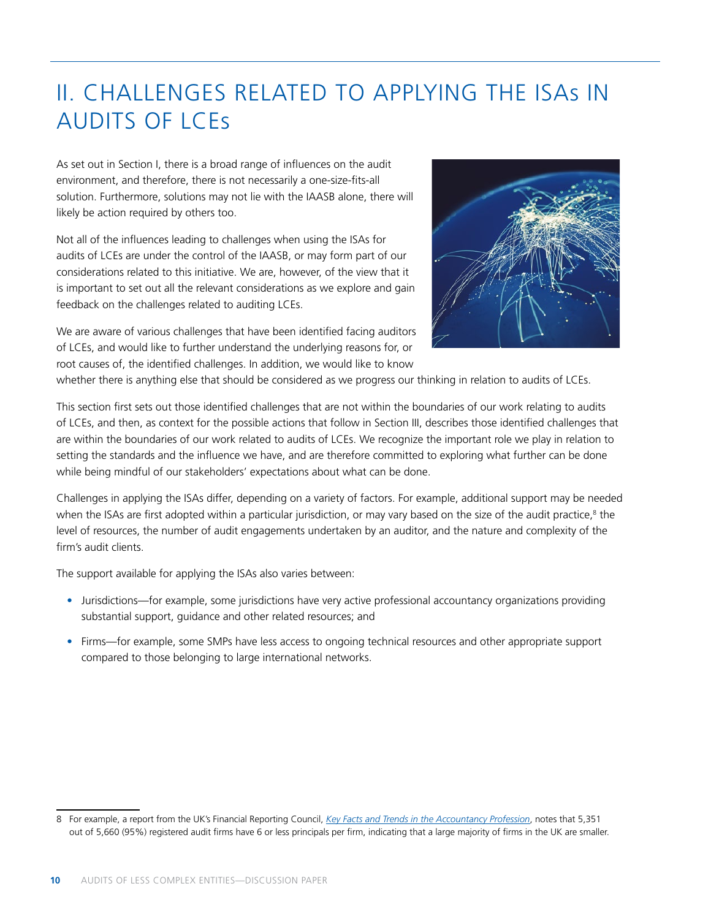# II. CHALLENGES RELATED TO APPLYING THE ISAs IN AUDITS OF LCEs

As set out in Section I, there is a broad range of influences on the audit environment, and therefore, there is not necessarily a one-size-fits-all solution. Furthermore, solutions may not lie with the IAASB alone, there will likely be action required by others too.

Not all of the influences leading to challenges when using the ISAs for audits of LCEs are under the control of the IAASB, or may form part of our considerations related to this initiative. We are, however, of the view that it is important to set out all the relevant considerations as we explore and gain feedback on the challenges related to auditing LCEs.

We are aware of various challenges that have been identified facing auditors of LCEs, and would like to further understand the underlying reasons for, or root causes of, the identified challenges. In addition, we would like to know whether there is anything else that should be considered as we progress our thinking in relation to audits of LCEs.

This section first sets out those identified challenges that are not within the boundaries of our work relating to audits of LCEs, and then, as context for the possible actions that follow in Section III, describes those identified challenges that are within the boundaries of our work related to audits of LCEs. We recognize the important role we play in relation to setting the standards and the influence we have, and are therefore committed to exploring what further can be done while being mindful of our stakeholders' expectations about what can be done.

Challenges in applying the ISAs differ, depending on a variety of factors. For example, additional support may be needed when the ISAs are first adopted within a particular jurisdiction, or may vary based on the size of the audit practice,[8] the level of resources, the number of audit engagements undertaken by an auditor, and the nature and complexity of the firm's audit clients.

The support available for applying the ISAs also varies between:

- Jurisdictions—for example, some jurisdictions have very active professional accountancy organizations providing substantial support, guidance and other related resources; and
- Firms—for example, some SMPs have less access to ongoing technical resources and other appropriate support compared to those belonging to large international networks.

---

8 For example, a report from the UK's Financial Reporting Council, *Key Facts and Trends in the Accountancy Profession*, notes that 5,351 out of 5,660 (95%) registered audit firms have 6 or less principals per firm, indicating that a large majority of firms in the UK are smaller.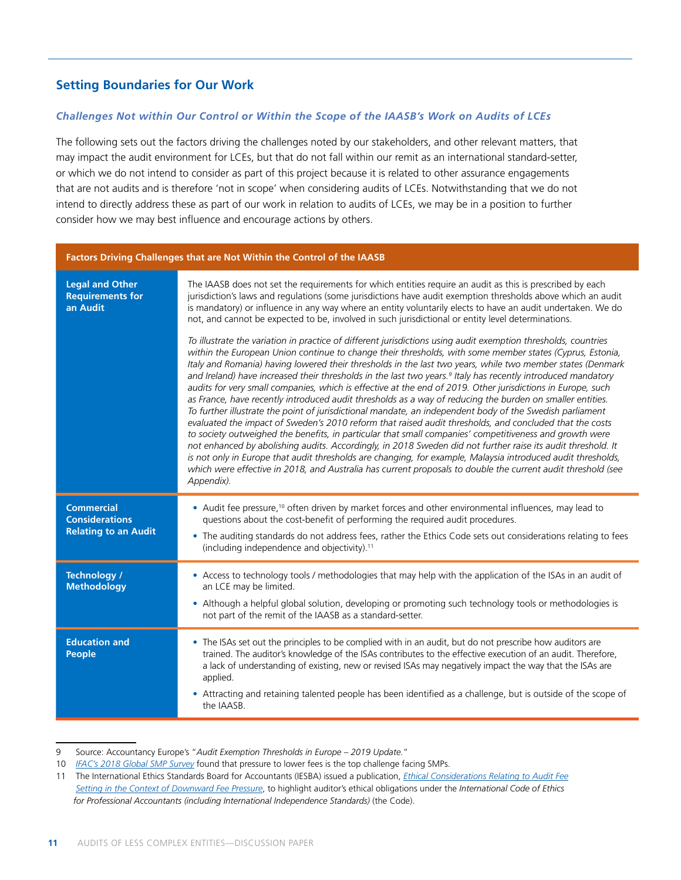## Setting Boundaries for Our Work

### *Challenges Not within Our Control or Within the Scope of the IAASB's Work on Audits of LCEs*

The following sets out the factors driving the challenges noted by our stakeholders, and other relevant matters, that may impact the audit environment for LCEs, but that do not fall within our remit as an international standard-setter, or which we do not intend to consider as part of this project because it is related to other assurance engagements that are not audits and is therefore 'not in scope' when considering audits of LCEs. Notwithstanding that we do not intend to directly address these as part of our work in relation to audits of LCEs, we may be in a position to further consider how we may best influence and encourage actions by others.

| Factors Driving Challenges that are Not Within the Control of the IAASB | |
|---|---|
| **Legal and Other Requirements for an Audit** | The IAASB does not set the requirements for which entities require an audit as this is prescribed by each jurisdiction's laws and regulations (some jurisdictions have audit exemption thresholds above which an audit is mandatory) or influence in any way where an entity voluntarily elects to have an audit undertaken. We do not, and cannot be expected to be, involved in such jurisdictional or entity level determinations.<br><br>*To illustrate the variation in practice of different jurisdictions using audit exemption thresholds, countries within the European Union continue to change their thresholds, with some member states (Cyprus, Estonia, Italy and Romania) having lowered their thresholds in the last two years, while two member states (Denmark and Ireland) have increased their thresholds in the last two years.[9] Italy has recently introduced mandatory audits for very small companies, which is effective at the end of 2019. Other jurisdictions in Europe, such as France, have recently introduced audit thresholds as a way of reducing the burden on smaller entities. To further illustrate the point of jurisdictional mandate, an independent body of the Swedish parliament evaluated the impact of Sweden's 2010 reform that raised audit thresholds, and concluded that the costs to society outweighed the benefits, in particular that small companies' competitiveness and growth were not enhanced by abolishing audits. Accordingly, in 2018 Sweden did not further raise its audit threshold. It is not only in Europe that audit thresholds are changing, for example, Malaysia introduced audit thresholds, which were effective in 2018, and Australia has current proposals to double the current audit threshold (see Appendix).* |
| **Commercial Considerations Relating to an Audit** | • Audit fee pressure,[10] often driven by market forces and other environmental influences, may lead to questions about the cost-benefit of performing the required audit procedures.<br>• The auditing standards do not address fees, rather the Ethics Code sets out considerations relating to fees (including independence and objectivity).[11] |
| **Technology / Methodology** | • Access to technology tools / methodologies that may help with the application of the ISAs in an audit of an LCE may be limited.<br>• Although a helpful global solution, developing or promoting such technology tools or methodologies is not part of the remit of the IAASB as a standard-setter. |
| **Education and People** | • The ISAs set out the principles to be complied with in an audit, but do not prescribe how auditors are trained. The auditor's knowledge of the ISAs contributes to the effective execution of an audit. Therefore, a lack of understanding of existing, new or revised ISAs may negatively impact the way that the ISAs are applied.<br>• Attracting and retaining talented people has been identified as a challenge, but is outside of the scope of the IAASB. |

---

9 Source: Accountancy Europe's "*Audit Exemption Thresholds in Europe – 2019 Update.*"

10 *IFAC's 2018 Global SMP Survey* found that pressure to lower fees is the top challenge facing SMPs.

11 The International Ethics Standards Board for Accountants (IESBA) issued a publication, *Ethical Considerations Relating to Audit Fee Setting in the Context of Downward Fee Pressure*, to highlight auditor's ethical obligations under the *International Code of Ethics for Professional Accountants (including International Independence Standards)* (the Code).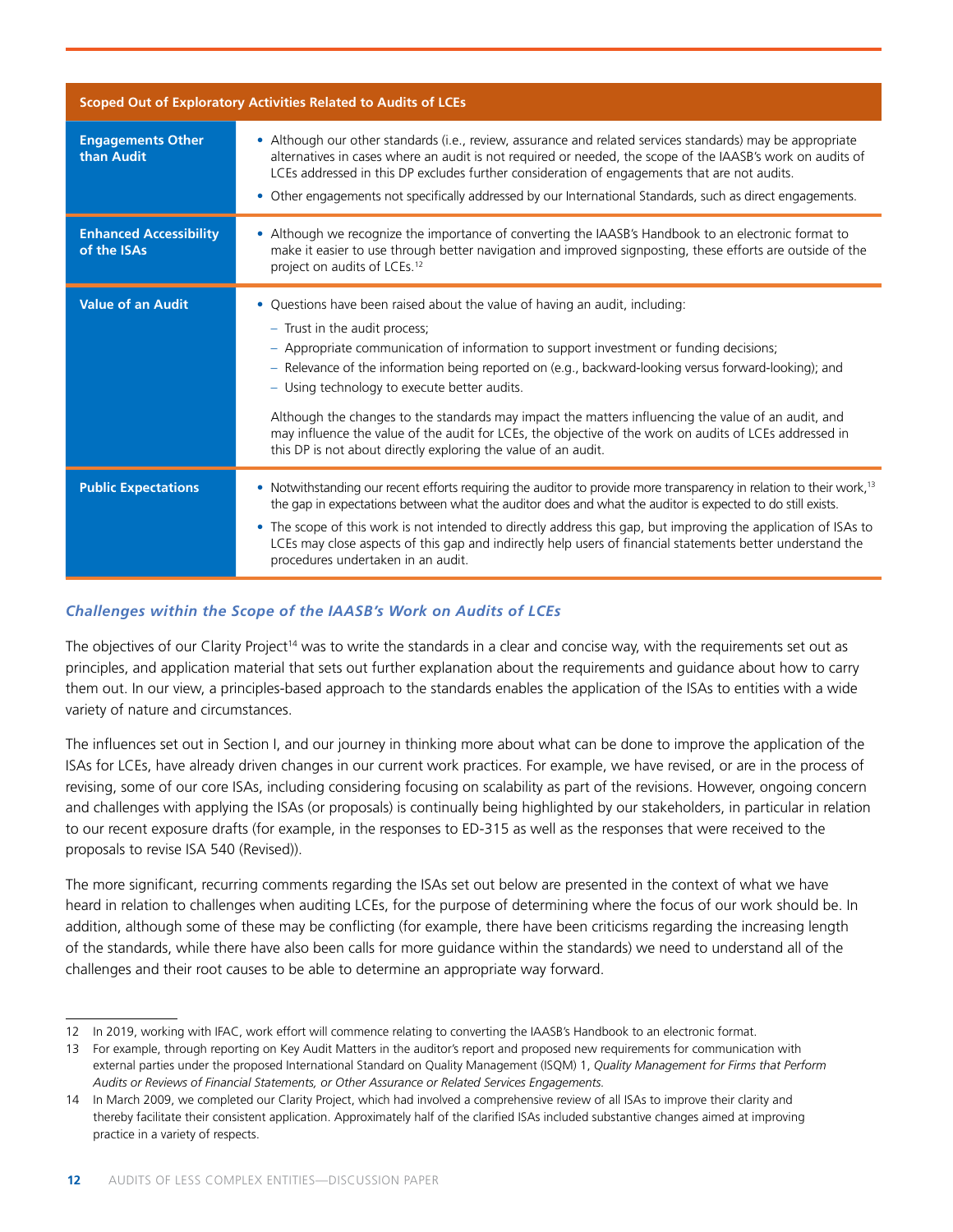| Scoped Out of Exploratory Activities Related to Audits of LCEs | |
|---|---|
| **Engagements Other than Audit** | • Although our other standards (i.e., review, assurance and related services standards) may be appropriate alternatives in cases where an audit is not required or needed, the scope of the IAASB's work on audits of LCEs addressed in this DP excludes further consideration of engagements that are not audits.<br>• Other engagements not specifically addressed by our International Standards, such as direct engagements. |
| **Enhanced Accessibility of the ISAs** | • Although we recognize the importance of converting the IAASB's Handbook to an electronic format to make it easier to use through better navigation and improved signposting, these efforts are outside of the project on audits of LCEs.[12] |
| **Value of an Audit** | • Questions have been raised about the value of having an audit, including:<br>– Trust in the audit process;<br>– Appropriate communication of information to support investment or funding decisions;<br>– Relevance of the information being reported on (e.g., backward-looking versus forward-looking); and<br>– Using technology to execute better audits.<br><br>Although the changes to the standards may impact the matters influencing the value of an audit, and may influence the value of the audit for LCEs, the objective of the work on audits of LCEs addressed in this DP is not about directly exploring the value of an audit. |
| **Public Expectations** | • Notwithstanding our recent efforts requiring the auditor to provide more transparency in relation to their work,[13] the gap in expectations between what the auditor does and what the auditor is expected to do still exists.<br>• The scope of this work is not intended to directly address this gap, but improving the application of ISAs to LCEs may close aspects of this gap and indirectly help users of financial statements better understand the procedures undertaken in an audit. |

### *Challenges within the Scope of the IAASB's Work on Audits of LCEs*

The objectives of our Clarity Project[14] was to write the standards in a clear and concise way, with the requirements set out as principles, and application material that sets out further explanation about the requirements and guidance about how to carry them out. In our view, a principles-based approach to the standards enables the application of the ISAs to entities with a wide variety of nature and circumstances.

The influences set out in Section I, and our journey in thinking more about what can be done to improve the application of the ISAs for LCEs, have already driven changes in our current work practices. For example, we have revised, or are in the process of revising, some of our core ISAs, including considering focusing on scalability as part of the revisions. However, ongoing concern and challenges with applying the ISAs (or proposals) is continually being highlighted by our stakeholders, in particular in relation to our recent exposure drafts (for example, in the responses to ED-315 as well as the responses that were received to the proposals to revise ISA 540 (Revised)).

The more significant, recurring comments regarding the ISAs set out below are presented in the context of what we have heard in relation to challenges when auditing LCEs, for the purpose of determining where the focus of our work should be. In addition, although some of these may be conflicting (for example, there have been criticisms regarding the increasing length of the standards, while there have also been calls for more guidance within the standards) we need to understand all of the challenges and their root causes to be able to determine an appropriate way forward.

---

12 In 2019, working with IFAC, work effort will commence relating to converting the IAASB's Handbook to an electronic format.

13 For example, through reporting on Key Audit Matters in the auditor's report and proposed new requirements for communication with external parties under the proposed International Standard on Quality Management (ISQM) 1, *Quality Management for Firms that Perform Audits or Reviews of Financial Statements, or Other Assurance or Related Services Engagements.*

14 In March 2009, we completed our Clarity Project, which had involved a comprehensive review of all ISAs to improve their clarity and thereby facilitate their consistent application. Approximately half of the clarified ISAs included substantive changes aimed at improving practice in a variety of respects.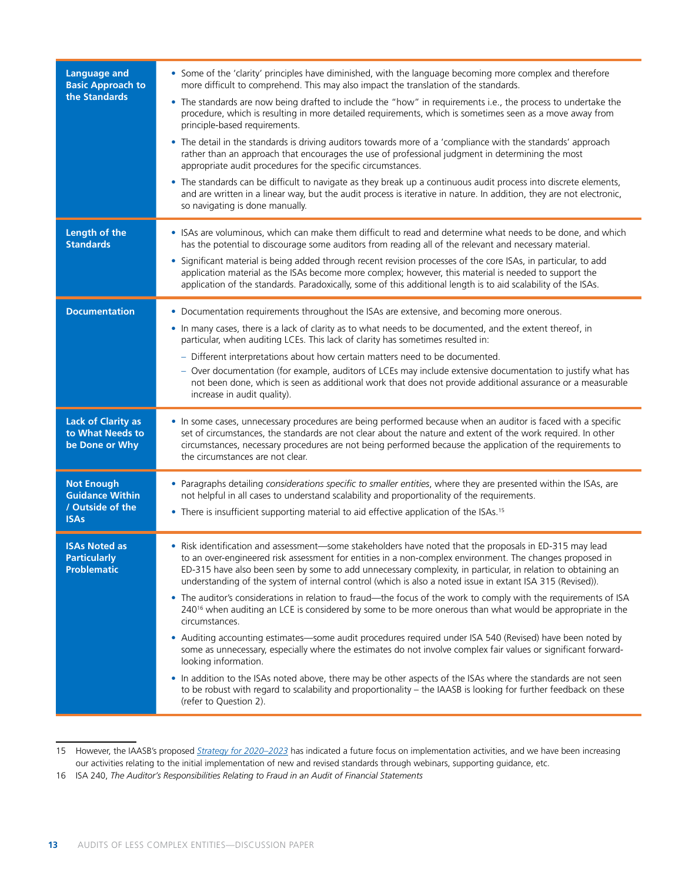| | |
|---|---|
| **Language and Basic Approach to the Standards** | • Some of the 'clarity' principles have diminished, with the language becoming more complex and therefore more difficult to comprehend. This may also impact the translation of the standards.<br>• The standards are now being drafted to include the "how" in requirements i.e., the process to undertake the procedure, which is resulting in more detailed requirements, which is sometimes seen as a move away from principle-based requirements.<br>• The detail in the standards is driving auditors towards more of a 'compliance with the standards' approach rather than an approach that encourages the use of professional judgment in determining the most appropriate audit procedures for the specific circumstances.<br>• The standards can be difficult to navigate as they break up a continuous audit process into discrete elements, and are written in a linear way, but the audit process is iterative in nature. In addition, they are not electronic, so navigating is done manually. |
| **Length of the Standards** | • ISAs are voluminous, which can make them difficult to read and determine what needs to be done, and which has the potential to discourage some auditors from reading all of the relevant and necessary material.<br>• Significant material is being added through recent revision processes of the core ISAs, in particular, to add application material as the ISAs become more complex; however, this material is needed to support the application of the standards. Paradoxically, some of this additional length is to aid scalability of the ISAs. |
| **Documentation** | • Documentation requirements throughout the ISAs are extensive, and becoming more onerous.<br>• In many cases, there is a lack of clarity as to what needs to be documented, and the extent thereof, in particular, when auditing LCEs. This lack of clarity has sometimes resulted in:<br>  – Different interpretations about how certain matters need to be documented.<br>  – Over documentation (for example, auditors of LCEs may include extensive documentation to justify what has not been done, which is seen as additional work that does not provide additional assurance or a measurable increase in audit quality). |
| **Lack of Clarity as to What Needs to be Done or Why** | • In some cases, unnecessary procedures are being performed because when an auditor is faced with a specific set of circumstances, the standards are not clear about the nature and extent of the work required. In other circumstances, necessary procedures are not being performed because the application of the requirements to the circumstances are not clear. |
| **Not Enough Guidance Within / Outside of the ISAs** | • Paragraphs detailing *considerations specific to smaller entities*, where they are presented within the ISAs, are not helpful in all cases to understand scalability and proportionality of the requirements.<br>• There is insufficient supporting material to aid effective application of the ISAs.[15] |
| **ISAs Noted as Particularly Problematic** | • Risk identification and assessment—some stakeholders have noted that the proposals in ED-315 may lead to an over-engineered risk assessment for entities in a non-complex environment. The changes proposed in ED-315 have also been seen by some to add unnecessary complexity, in particular, in relation to obtaining an understanding of the system of internal control (which is also a noted issue in extant ISA 315 (Revised)).<br>• The auditor's considerations in relation to fraud—the focus of the work to comply with the requirements of ISA 240[16] when auditing an LCE is considered by some to be more onerous than what would be appropriate in the circumstances.<br>• Auditing accounting estimates—some audit procedures required under ISA 540 (Revised) have been noted by some as unnecessary, especially where the estimates do not involve complex fair values or significant forward-looking information.<br>• In addition to the ISAs noted above, there may be other aspects of the ISAs where the standards are not seen to be robust with regard to scalability and proportionality – the IAASB is looking for further feedback on these (refer to Question 2). |

15 However, the IAASB's proposed *Strategy for 2020–2023* has indicated a future focus on implementation activities, and we have been increasing our activities relating to the initial implementation of new and revised standards through webinars, supporting guidance, etc.

16 ISA 240, *The Auditor's Responsibilities Relating to Fraud in an Audit of Financial Statements*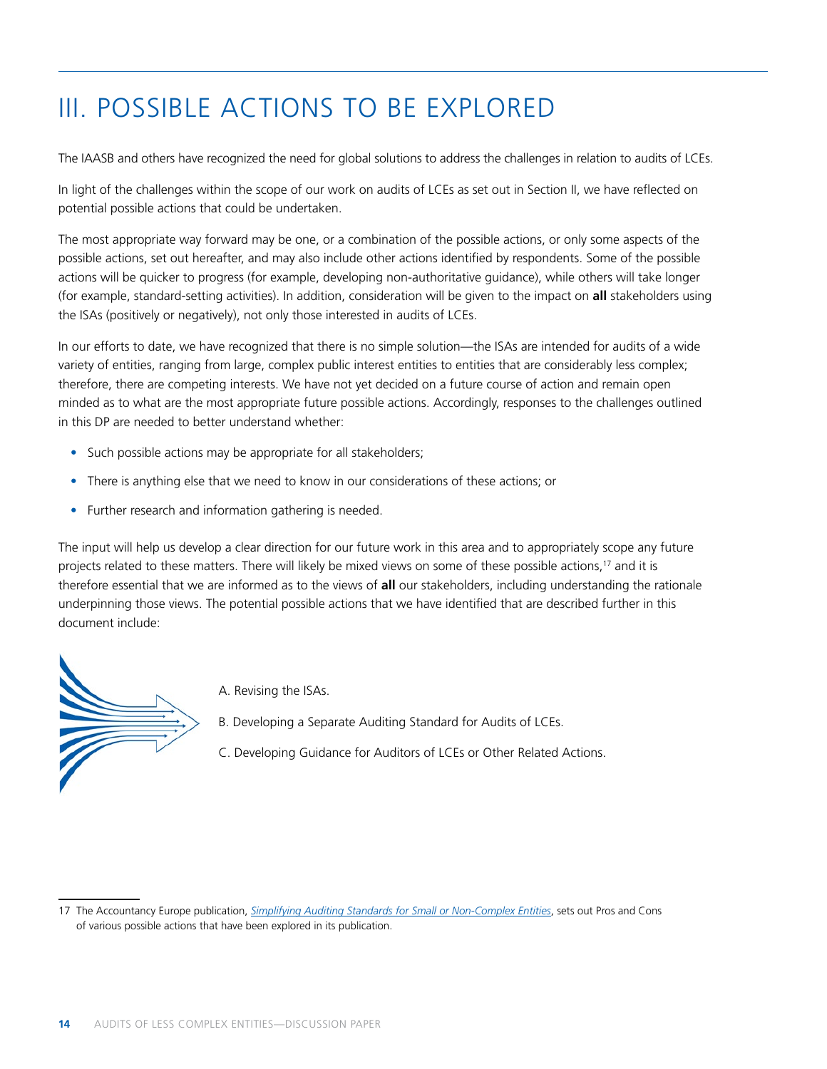# III. POSSIBLE ACTIONS TO BE EXPLORED

The IAASB and others have recognized the need for global solutions to address the challenges in relation to audits of LCEs.

In light of the challenges within the scope of our work on audits of LCEs as set out in Section II, we have reflected on potential possible actions that could be undertaken.

The most appropriate way forward may be one, or a combination of the possible actions, or only some aspects of the possible actions, set out hereafter, and may also include other actions identified by respondents. Some of the possible actions will be quicker to progress (for example, developing non-authoritative guidance), while others will take longer (for example, standard-setting activities). In addition, consideration will be given to the impact on **all** stakeholders using the ISAs (positively or negatively), not only those interested in audits of LCEs.

In our efforts to date, we have recognized that there is no simple solution—the ISAs are intended for audits of a wide variety of entities, ranging from large, complex public interest entities to entities that are considerably less complex; therefore, there are competing interests. We have not yet decided on a future course of action and remain open minded as to what are the most appropriate future possible actions. Accordingly, responses to the challenges outlined in this DP are needed to better understand whether:

- Such possible actions may be appropriate for all stakeholders;
- There is anything else that we need to know in our considerations of these actions; or
- Further research and information gathering is needed.

The input will help us develop a clear direction for our future work in this area and to appropriately scope any future projects related to these matters. There will likely be mixed views on some of these possible actions,[17] and it is therefore essential that we are informed as to the views of **all** our stakeholders, including understanding the rationale underpinning those views. The potential possible actions that we have identified that are described further in this document include:

A. Revising the ISAs.

B. Developing a Separate Auditing Standard for Audits of LCEs.

C. Developing Guidance for Auditors of LCEs or Other Related Actions.

17 The Accountancy Europe publication, *Simplifying Auditing Standards for Small or Non-Complex Entities*, sets out Pros and Cons of various possible actions that have been explored in its publication.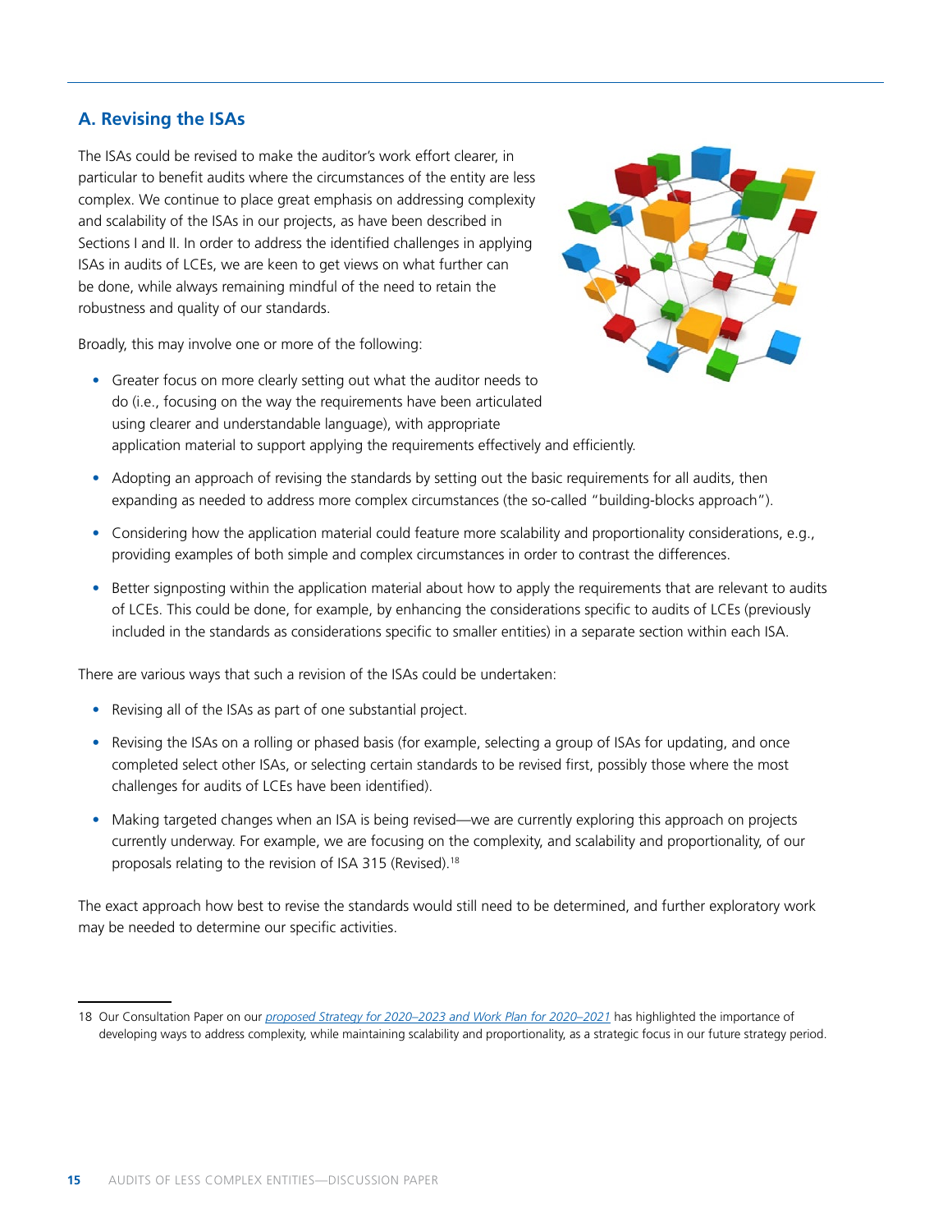## A. Revising the ISAs

The ISAs could be revised to make the auditor's work effort clearer, in particular to benefit audits where the circumstances of the entity are less complex. We continue to place great emphasis on addressing complexity and scalability of the ISAs in our projects, as have been described in Sections I and II. In order to address the identified challenges in applying ISAs in audits of LCEs, we are keen to get views on what further can be done, while always remaining mindful of the need to retain the robustness and quality of our standards.

Broadly, this may involve one or more of the following:

- Greater focus on more clearly setting out what the auditor needs to do (i.e., focusing on the way the requirements have been articulated using clearer and understandable language), with appropriate application material to support applying the requirements effectively and efficiently.
- Adopting an approach of revising the standards by setting out the basic requirements for all audits, then expanding as needed to address more complex circumstances (the so-called "building-blocks approach").
- Considering how the application material could feature more scalability and proportionality considerations, e.g., providing examples of both simple and complex circumstances in order to contrast the differences.
- Better signposting within the application material about how to apply the requirements that are relevant to audits of LCEs. This could be done, for example, by enhancing the considerations specific to audits of LCEs (previously included in the standards as considerations specific to smaller entities) in a separate section within each ISA.

There are various ways that such a revision of the ISAs could be undertaken:

- Revising all of the ISAs as part of one substantial project.
- Revising the ISAs on a rolling or phased basis (for example, selecting a group of ISAs for updating, and once completed select other ISAs, or selecting certain standards to be revised first, possibly those where the most challenges for audits of LCEs have been identified).
- Making targeted changes when an ISA is being revised—we are currently exploring this approach on projects currently underway. For example, we are focusing on the complexity, and scalability and proportionality, of our proposals relating to the revision of ISA 315 (Revised).[18]

The exact approach how best to revise the standards would still need to be determined, and further exploratory work may be needed to determine our specific activities.

---

18 Our Consultation Paper on our *proposed Strategy for 2020–2023 and Work Plan for 2020–2021* has highlighted the importance of developing ways to address complexity, while maintaining scalability and proportionality, as a strategic focus in our future strategy period.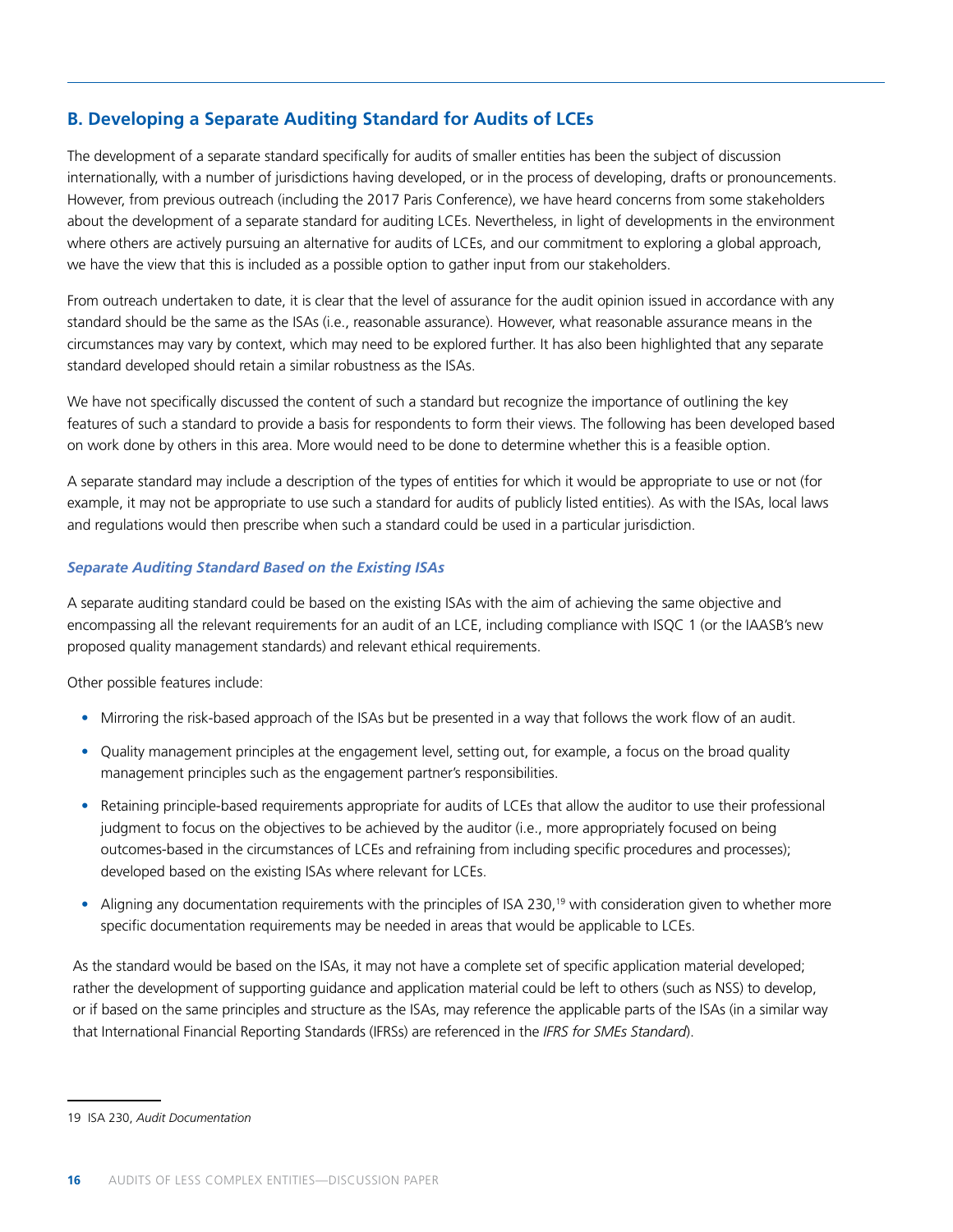## B. Developing a Separate Auditing Standard for Audits of LCEs

The development of a separate standard specifically for audits of smaller entities has been the subject of discussion internationally, with a number of jurisdictions having developed, or in the process of developing, drafts or pronouncements. However, from previous outreach (including the 2017 Paris Conference), we have heard concerns from some stakeholders about the development of a separate standard for auditing LCEs. Nevertheless, in light of developments in the environment where others are actively pursuing an alternative for audits of LCEs, and our commitment to exploring a global approach, we have the view that this is included as a possible option to gather input from our stakeholders.

From outreach undertaken to date, it is clear that the level of assurance for the audit opinion issued in accordance with any standard should be the same as the ISAs (i.e., reasonable assurance). However, what reasonable assurance means in the circumstances may vary by context, which may need to be explored further. It has also been highlighted that any separate standard developed should retain a similar robustness as the ISAs.

We have not specifically discussed the content of such a standard but recognize the importance of outlining the key features of such a standard to provide a basis for respondents to form their views. The following has been developed based on work done by others in this area. More would need to be done to determine whether this is a feasible option.

A separate standard may include a description of the types of entities for which it would be appropriate to use or not (for example, it may not be appropriate to use such a standard for audits of publicly listed entities). As with the ISAs, local laws and regulations would then prescribe when such a standard could be used in a particular jurisdiction.

### *Separate Auditing Standard Based on the Existing ISAs*

A separate auditing standard could be based on the existing ISAs with the aim of achieving the same objective and encompassing all the relevant requirements for an audit of an LCE, including compliance with ISQC 1 (or the IAASB's new proposed quality management standards) and relevant ethical requirements.

Other possible features include:

- Mirroring the risk-based approach of the ISAs but be presented in a way that follows the work flow of an audit.
- Quality management principles at the engagement level, setting out, for example, a focus on the broad quality management principles such as the engagement partner's responsibilities.
- Retaining principle-based requirements appropriate for audits of LCEs that allow the auditor to use their professional judgment to focus on the objectives to be achieved by the auditor (i.e., more appropriately focused on being outcomes-based in the circumstances of LCEs and refraining from including specific procedures and processes); developed based on the existing ISAs where relevant for LCEs.
- Aligning any documentation requirements with the principles of ISA 230,[19] with consideration given to whether more specific documentation requirements may be needed in areas that would be applicable to LCEs.

As the standard would be based on the ISAs, it may not have a complete set of specific application material developed; rather the development of supporting guidance and application material could be left to others (such as NSS) to develop, or if based on the same principles and structure as the ISAs, may reference the applicable parts of the ISAs (in a similar way that International Financial Reporting Standards (IFRSs) are referenced in the *IFRS for SMEs Standard*).

---

19 ISA 230, *Audit Documentation*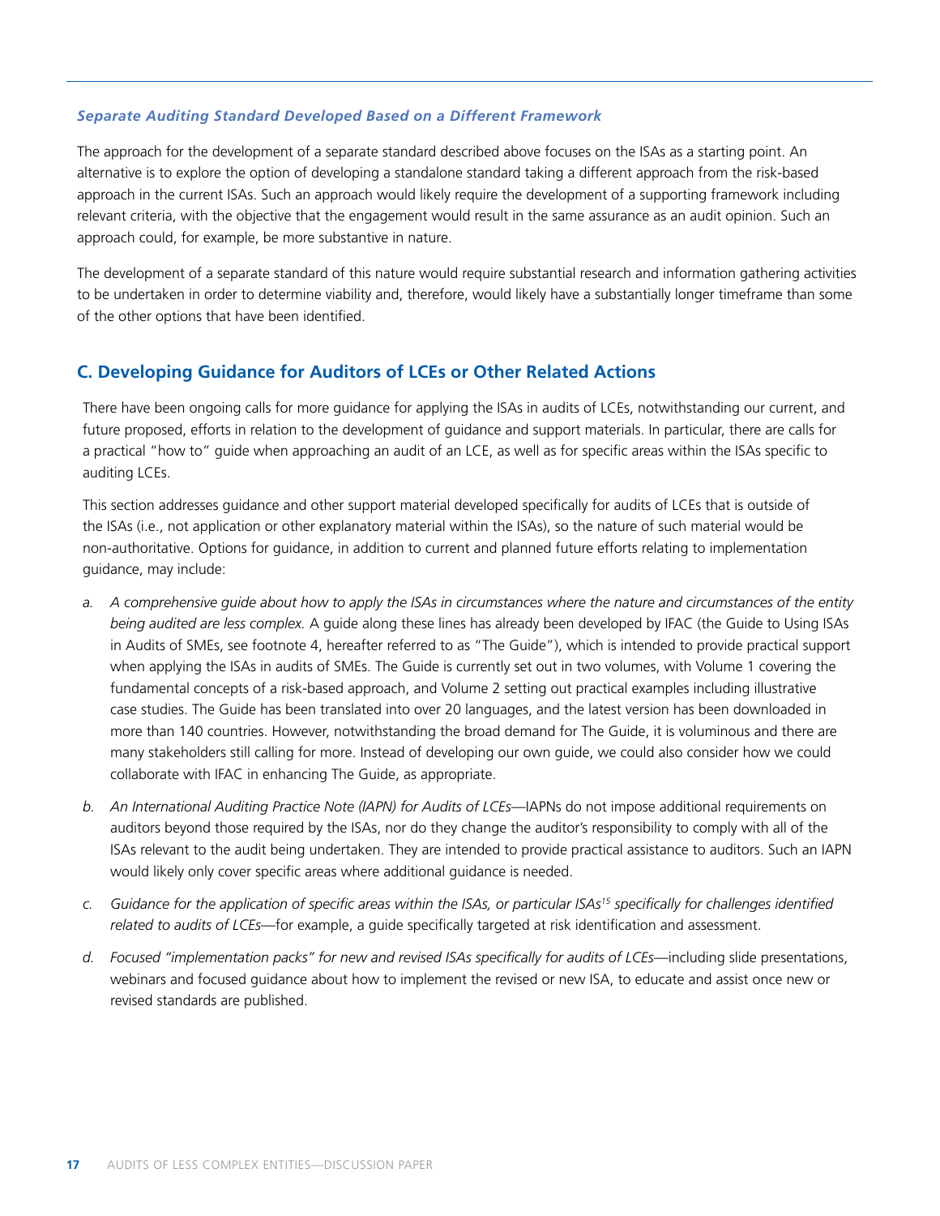### *Separate Auditing Standard Developed Based on a Different Framework*

The approach for the development of a separate standard described above focuses on the ISAs as a starting point. An alternative is to explore the option of developing a standalone standard taking a different approach from the risk-based approach in the current ISAs. Such an approach would likely require the development of a supporting framework including relevant criteria, with the objective that the engagement would result in the same assurance as an audit opinion. Such an approach could, for example, be more substantive in nature.

The development of a separate standard of this nature would require substantial research and information gathering activities to be undertaken in order to determine viability and, therefore, would likely have a substantially longer timeframe than some of the other options that have been identified.

## C. Developing Guidance for Auditors of LCEs or Other Related Actions

There have been ongoing calls for more guidance for applying the ISAs in audits of LCEs, notwithstanding our current, and future proposed, efforts in relation to the development of guidance and support materials. In particular, there are calls for a practical "how to" guide when approaching an audit of an LCE, as well as for specific areas within the ISAs specific to auditing LCEs.

This section addresses guidance and other support material developed specifically for audits of LCEs that is outside of the ISAs (i.e., not application or other explanatory material within the ISAs), so the nature of such material would be non-authoritative. Options for guidance, in addition to current and planned future efforts relating to implementation guidance, may include:

a. *A comprehensive guide about how to apply the ISAs in circumstances where the nature and circumstances of the entity being audited are less complex.* A guide along these lines has already been developed by IFAC (the Guide to Using ISAs in Audits of SMEs, see footnote 4, hereafter referred to as "The Guide"), which is intended to provide practical support when applying the ISAs in audits of SMEs. The Guide is currently set out in two volumes, with Volume 1 covering the fundamental concepts of a risk-based approach, and Volume 2 setting out practical examples including illustrative case studies. The Guide has been translated into over 20 languages, and the latest version has been downloaded in more than 140 countries. However, notwithstanding the broad demand for The Guide, it is voluminous and there are many stakeholders still calling for more. Instead of developing our own guide, we could also consider how we could collaborate with IFAC in enhancing The Guide, as appropriate.

b. *An International Auditing Practice Note (IAPN) for Audits of LCEs*—IAPNs do not impose additional requirements on auditors beyond those required by the ISAs, nor do they change the auditor's responsibility to comply with all of the ISAs relevant to the audit being undertaken. They are intended to provide practical assistance to auditors. Such an IAPN would likely only cover specific areas where additional guidance is needed.

c. *Guidance for the application of specific areas within the ISAs, or particular ISAs[15] specifically for challenges identified related to audits of LCEs*—for example, a guide specifically targeted at risk identification and assessment.

d. *Focused "implementation packs" for new and revised ISAs specifically for audits of LCEs*—including slide presentations, webinars and focused guidance about how to implement the revised or new ISA, to educate and assist once new or revised standards are published.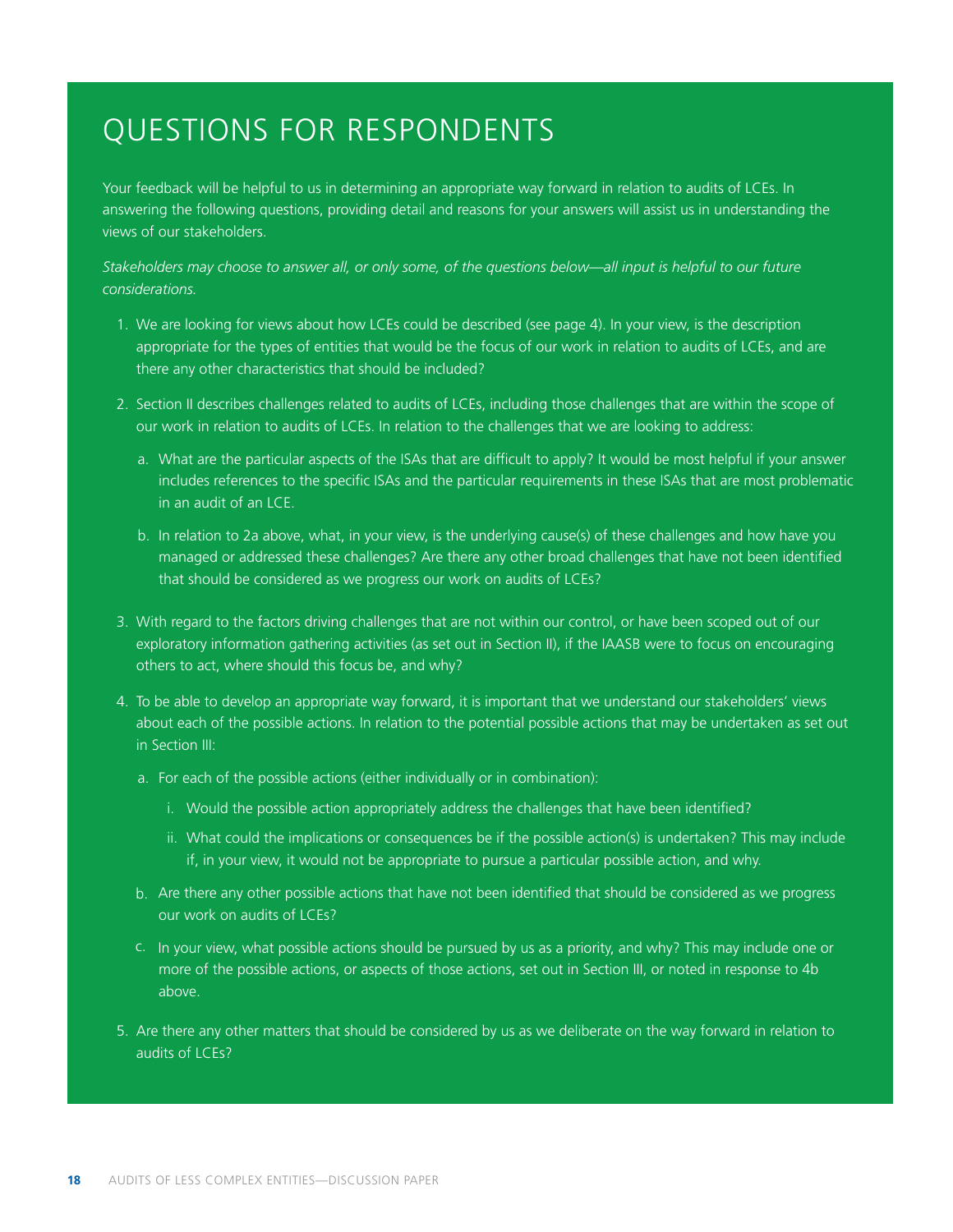# QUESTIONS FOR RESPONDENTS

Your feedback will be helpful to us in determining an appropriate way forward in relation to audits of LCEs. In answering the following questions, providing detail and reasons for your answers will assist us in understanding the views of our stakeholders.

*Stakeholders may choose to answer all, or only some, of the questions below—all input is helpful to our future considerations.*

1. We are looking for views about how LCEs could be described (see page 4). In your view, is the description appropriate for the types of entities that would be the focus of our work in relation to audits of LCEs, and are there any other characteristics that should be included?

2. Section II describes challenges related to audits of LCEs, including those challenges that are within the scope of our work in relation to audits of LCEs. In relation to the challenges that we are looking to address:

   a. What are the particular aspects of the ISAs that are difficult to apply? It would be most helpful if your answer includes references to the specific ISAs and the particular requirements in these ISAs that are most problematic in an audit of an LCE.

   b. In relation to 2a above, what, in your view, is the underlying cause(s) of these challenges and how have you managed or addressed these challenges? Are there any other broad challenges that have not been identified that should be considered as we progress our work on audits of LCEs?

3. With regard to the factors driving challenges that are not within our control, or have been scoped out of our exploratory information gathering activities (as set out in Section II), if the IAASB were to focus on encouraging others to act, where should this focus be, and why?

4. To be able to develop an appropriate way forward, it is important that we understand our stakeholders' views about each of the possible actions. In relation to the potential possible actions that may be undertaken as set out in Section III:

   a. For each of the possible actions (either individually or in combination):

      i. Would the possible action appropriately address the challenges that have been identified?

      ii. What could the implications or consequences be if the possible action(s) is undertaken? This may include if, in your view, it would not be appropriate to pursue a particular possible action, and why.

   b. Are there any other possible actions that have not been identified that should be considered as we progress our work on audits of LCEs?

   c. In your view, what possible actions should be pursued by us as a priority, and why? This may include one or more of the possible actions, or aspects of those actions, set out in Section III, or noted in response to 4b above.

5. Are there any other matters that should be considered by us as we deliberate on the way forward in relation to audits of LCEs?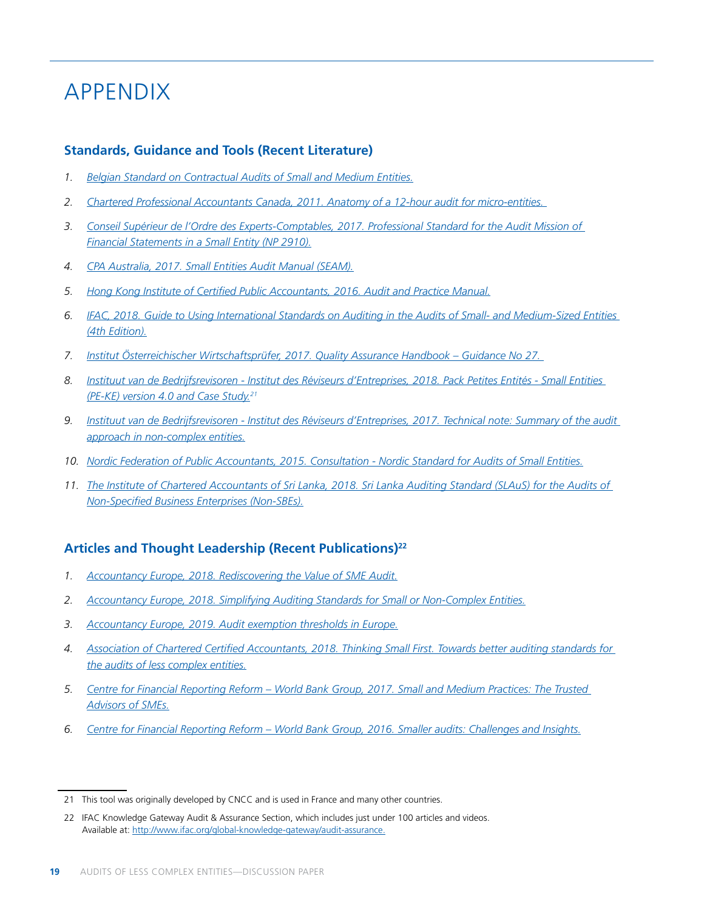# APPENDIX

## Standards, Guidance and Tools (Recent Literature)

1. *Belgian Standard on Contractual Audits of Small and Medium Entities.*
2. *Chartered Professional Accountants Canada, 2011. Anatomy of a 12-hour audit for micro-entities.*
3. *Conseil Supérieur de l'Ordre des Experts-Comptables, 2017. Professional Standard for the Audit Mission of Financial Statements in a Small Entity (NP 2910).*
4. *CPA Australia, 2017. Small Entities Audit Manual (SEAM).*
5. *Hong Kong Institute of Certified Public Accountants, 2016. Audit and Practice Manual.*
6. *IFAC, 2018. Guide to Using International Standards on Auditing in the Audits of Small- and Medium-Sized Entities (4th Edition).*
7. *Institut Österreichischer Wirtschaftsprüfer, 2017. Quality Assurance Handbook – Guidance No 27.*
8. *Instituut van de Bedrijfsrevisoren - Institut des Réviseurs d'Entreprises, 2018. Pack Petites Entités - Small Entities (PE-KE) version 4.0 and Case Study.*[21]
9. *Instituut van de Bedrijfsrevisoren - Institut des Réviseurs d'Entreprises, 2017. Technical note: Summary of the audit approach in non-complex entities.*
10. *Nordic Federation of Public Accountants, 2015. Consultation - Nordic Standard for Audits of Small Entities.*
11. *The Institute of Chartered Accountants of Sri Lanka, 2018. Sri Lanka Auditing Standard (SLAuS) for the Audits of Non-Specified Business Enterprises (Non-SBEs).*

## Articles and Thought Leadership (Recent Publications)[22]

1. *Accountancy Europe, 2018. Rediscovering the Value of SME Audit.*
2. *Accountancy Europe, 2018. Simplifying Auditing Standards for Small or Non-Complex Entities.*
3. *Accountancy Europe, 2019. Audit exemption thresholds in Europe.*
4. *Association of Chartered Certified Accountants, 2018. Thinking Small First. Towards better auditing standards for the audits of less complex entities.*
5. *Centre for Financial Reporting Reform – World Bank Group, 2017. Small and Medium Practices: The Trusted Advisors of SMEs.*
6. *Centre for Financial Reporting Reform – World Bank Group, 2016. Smaller audits: Challenges and Insights.*

---

21 This tool was originally developed by CNCC and is used in France and many other countries.

22 IFAC Knowledge Gateway Audit & Assurance Section, which includes just under 100 articles and videos. Available at: http://www.ifac.org/global-knowledge-gateway/audit-assurance.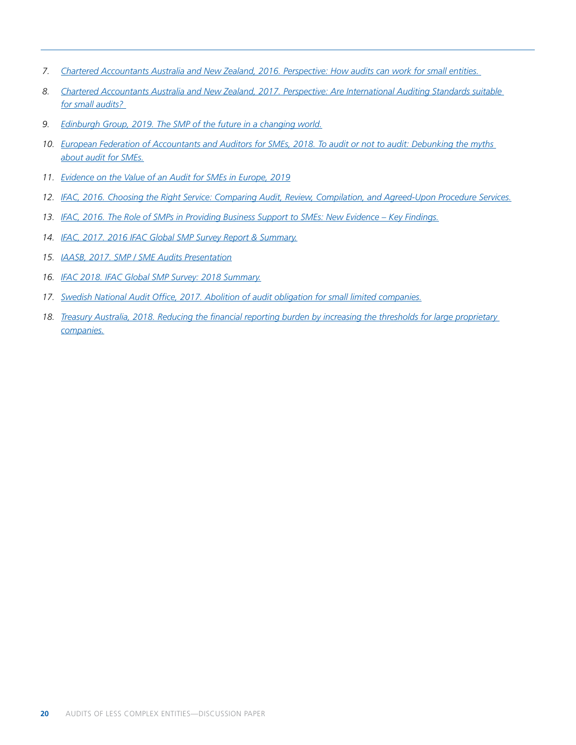7. *Chartered Accountants Australia and New Zealand, 2016. Perspective: How audits can work for small entities.*
8. *Chartered Accountants Australia and New Zealand, 2017. Perspective: Are International Auditing Standards suitable for small audits?*
9. *Edinburgh Group, 2019. The SMP of the future in a changing world.*
10. *European Federation of Accountants and Auditors for SMEs, 2018. To audit or not to audit: Debunking the myths about audit for SMEs.*
11. *Evidence on the Value of an Audit for SMEs in Europe, 2019*
12. *IFAC, 2016. Choosing the Right Service: Comparing Audit, Review, Compilation, and Agreed-Upon Procedure Services.*
13. *IFAC, 2016. The Role of SMPs in Providing Business Support to SMEs: New Evidence – Key Findings.*
14. *IFAC, 2017. 2016 IFAC Global SMP Survey Report & Summary.*
15. *IAASB, 2017. SMP / SME Audits Presentation*
16. *IFAC 2018. IFAC Global SMP Survey: 2018 Summary.*
17. *Swedish National Audit Office, 2017. Abolition of audit obligation for small limited companies.*
18. *Treasury Australia, 2018. Reducing the financial reporting burden by increasing the thresholds for large proprietary companies.*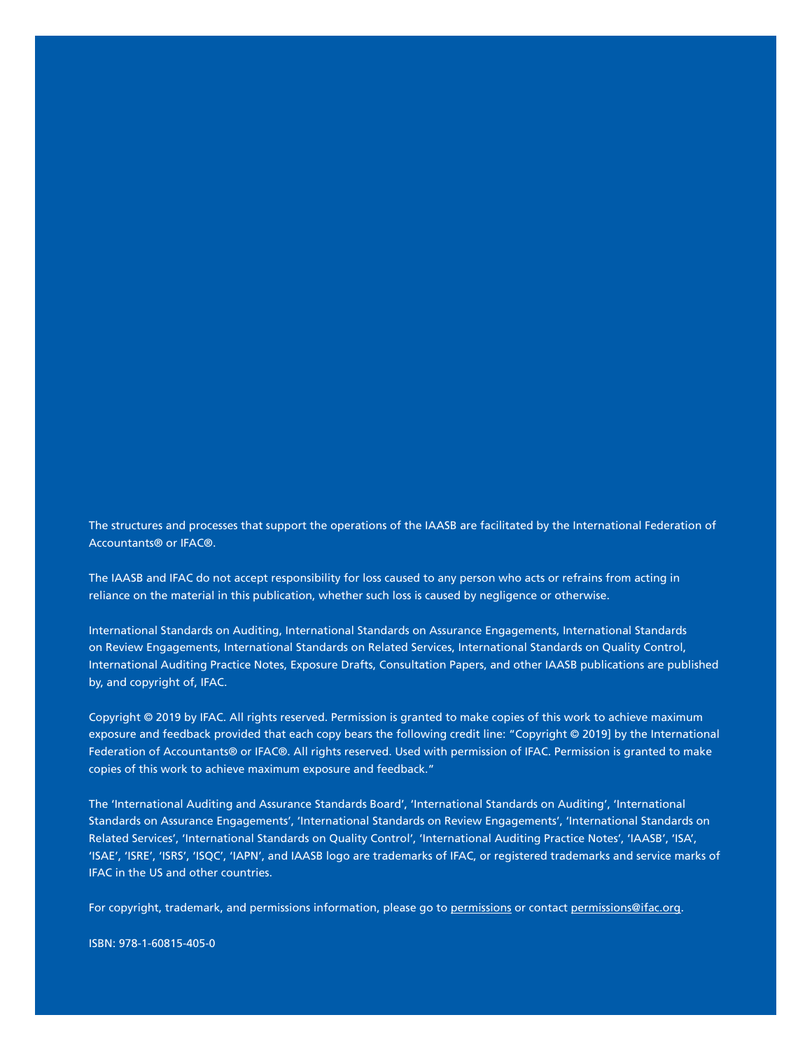The structures and processes that support the operations of the IAASB are facilitated by the International Federation of Accountants® or IFAC®.

The IAASB and IFAC do not accept responsibility for loss caused to any person who acts or refrains from acting in reliance on the material in this publication, whether such loss is caused by negligence or otherwise.

International Standards on Auditing, International Standards on Assurance Engagements, International Standards on Review Engagements, International Standards on Related Services, International Standards on Quality Control, International Auditing Practice Notes, Exposure Drafts, Consultation Papers, and other IAASB publications are published by, and copyright of, IFAC.

Copyright © 2019 by IFAC. All rights reserved. Permission is granted to make copies of this work to achieve maximum exposure and feedback provided that each copy bears the following credit line: "Copyright © 2019] by the International Federation of Accountants® or IFAC®. All rights reserved. Used with permission of IFAC. Permission is granted to make copies of this work to achieve maximum exposure and feedback."

The 'International Auditing and Assurance Standards Board', 'International Standards on Auditing', 'International Standards on Assurance Engagements', 'International Standards on Review Engagements', 'International Standards on Related Services', 'International Standards on Quality Control', 'International Auditing Practice Notes', 'IAASB', 'ISA', 'ISAE', 'ISRE', 'ISRS', 'ISQC', 'IAPN', and IAASB logo are trademarks of IFAC, or registered trademarks and service marks of IFAC in the US and other countries.

For copyright, trademark, and permissions information, please go to permissions or contact permissions@ifac.org.

ISBN: 978-1-60815-405-0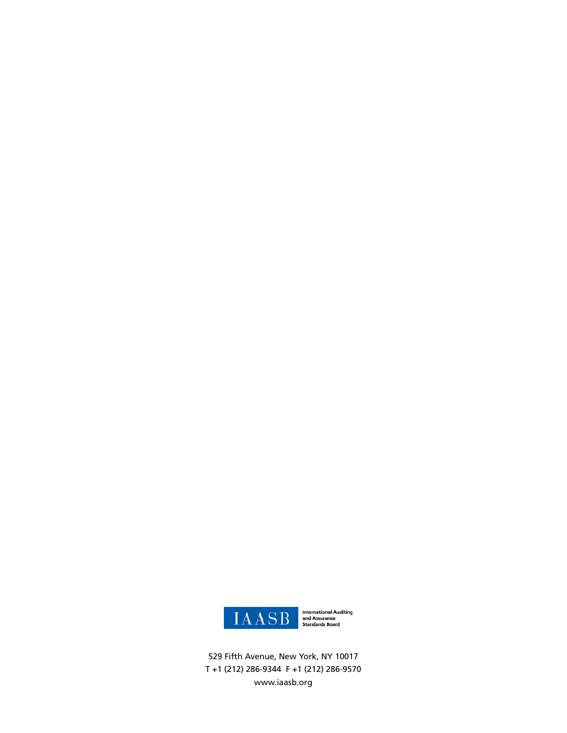IAASB International Auditing and Assurance Standards Board

529 Fifth Avenue, New York, NY 10017
T +1 (212) 286-9344 F +1 (212) 286-9570
www.iaasb.org